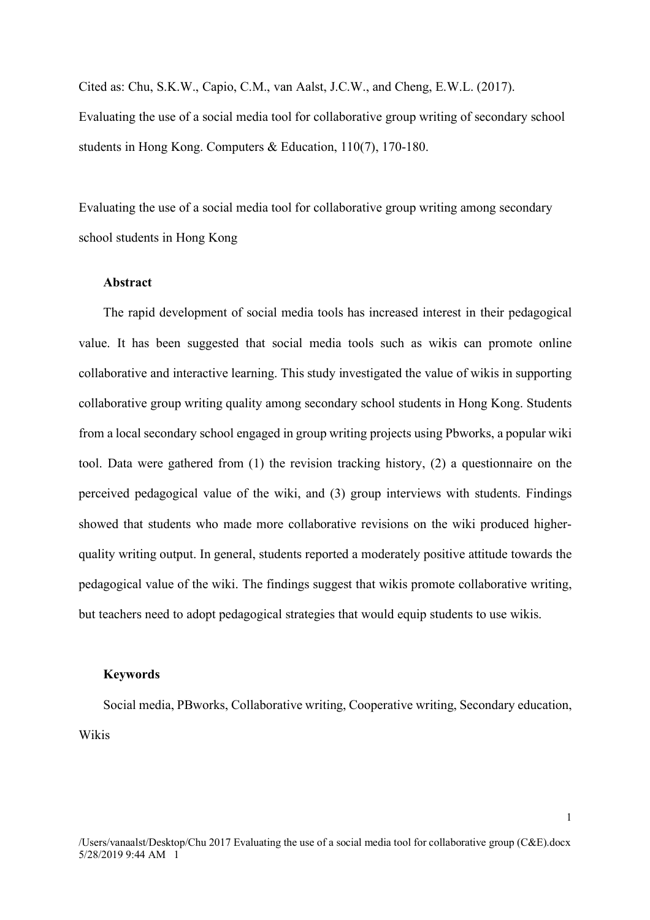Cited as: Chu, S.K.W., Capio, C.M., van Aalst, J.C.W., and Cheng, E.W.L. (2017). Evaluating the use of a social media tool for collaborative group writing of secondary school students in Hong Kong. Computers & Education, 110(7), 170-180.

# Evaluating the use of a social media tool for collaborative group writing among secondary school students in Hong Kong

## Abstract

The rapid development of social media tools has increased interest in their pedagogical value. It has been suggested that social media tools such as wikis can promote online collaborative and interactive learning. This study investigated the value of wikis in supporting collaborative group writing quality among secondary school students in Hong Kong. Students from a local secondary school engaged in group writing projects using Pbworks, a popular wiki tool. Data were gathered from (1) the revision tracking history, (2) a questionnaire on the perceived pedagogical value of the wiki, and (3) group interviews with students. Findings showed that students who made more collaborative revisions on the wiki produced higher-quality writing output. In general, students reported a moderately positive attitude towards the pedagogical value of the wiki. The findings suggest that wikis promote collaborative writing, but teachers need to adopt pedagogical strategies that would equip students to use wikis.

## Keywords

Social media, PBworks, Collaborative writing, Cooperative writing, Secondary education, Wikis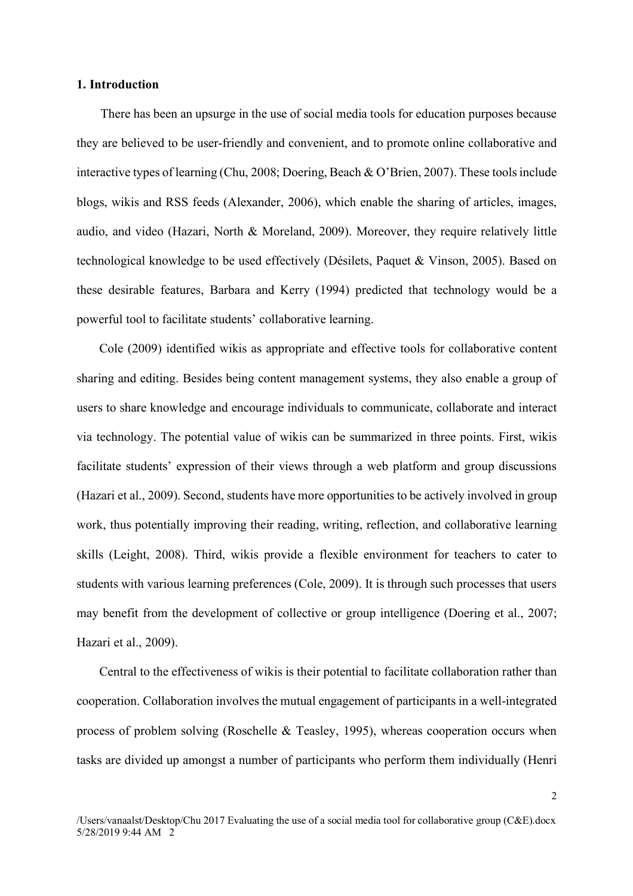**1. Introduction**

There has been an upsurge in the use of social media tools for education purposes because they are believed to be user-friendly and convenient, and to promote online collaborative and interactive types of learning (Chu, 2008; Doering, Beach & O'Brien, 2007). These tools include blogs, wikis and RSS feeds (Alexander, 2006), which enable the sharing of articles, images, audio, and video (Hazari, North & Moreland, 2009). Moreover, they require relatively little technological knowledge to be used effectively (Désilets, Paquet & Vinson, 2005). Based on these desirable features, Barbara and Kerry (1994) predicted that technology would be a powerful tool to facilitate students' collaborative learning.

Cole (2009) identified wikis as appropriate and effective tools for collaborative content sharing and editing. Besides being content management systems, they also enable a group of users to share knowledge and encourage individuals to communicate, collaborate and interact via technology. The potential value of wikis can be summarized in three points. First, wikis facilitate students' expression of their views through a web platform and group discussions (Hazari et al., 2009). Second, students have more opportunities to be actively involved in group work, thus potentially improving their reading, writing, reflection, and collaborative learning skills (Leight, 2008). Third, wikis provide a flexible environment for teachers to cater to students with various learning preferences (Cole, 2009). It is through such processes that users may benefit from the development of collective or group intelligence (Doering et al., 2007; Hazari et al., 2009).

Central to the effectiveness of wikis is their potential to facilitate collaboration rather than cooperation. Collaboration involves the mutual engagement of participants in a well-integrated process of problem solving (Roschelle & Teasley, 1995), whereas cooperation occurs when tasks are divided up amongst a number of participants who perform them individually (Henri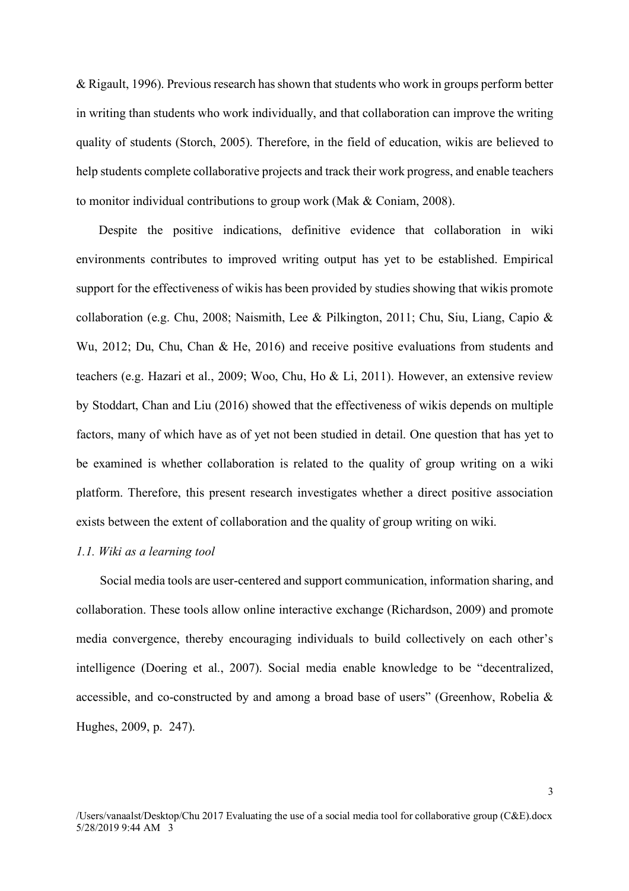& Rigault, 1996). Previous research has shown that students who work in groups perform better in writing than students who work individually, and that collaboration can improve the writing quality of students (Storch, 2005). Therefore, in the field of education, wikis are believed to help students complete collaborative projects and track their work progress, and enable teachers to monitor individual contributions to group work (Mak & Coniam, 2008).

Despite the positive indications, definitive evidence that collaboration in wiki environments contributes to improved writing output has yet to be established. Empirical support for the effectiveness of wikis has been provided by studies showing that wikis promote collaboration (e.g. Chu, 2008; Naismith, Lee & Pilkington, 2011; Chu, Siu, Liang, Capio & Wu, 2012; Du, Chu, Chan & He, 2016) and receive positive evaluations from students and teachers (e.g. Hazari et al., 2009; Woo, Chu, Ho & Li, 2011). However, an extensive review by Stoddart, Chan and Liu (2016) showed that the effectiveness of wikis depends on multiple factors, many of which have as of yet not been studied in detail. One question that has yet to be examined is whether collaboration is related to the quality of group writing on a wiki platform. Therefore, this present research investigates whether a direct positive association exists between the extent of collaboration and the quality of group writing on wiki.

### *1.1. Wiki as a learning tool*

Social media tools are user-centered and support communication, information sharing, and collaboration. These tools allow online interactive exchange (Richardson, 2009) and promote media convergence, thereby encouraging individuals to build collectively on each other's intelligence (Doering et al., 2007). Social media enable knowledge to be "decentralized, accessible, and co-constructed by and among a broad base of users" (Greenhow, Robelia & Hughes, 2009, p. 247).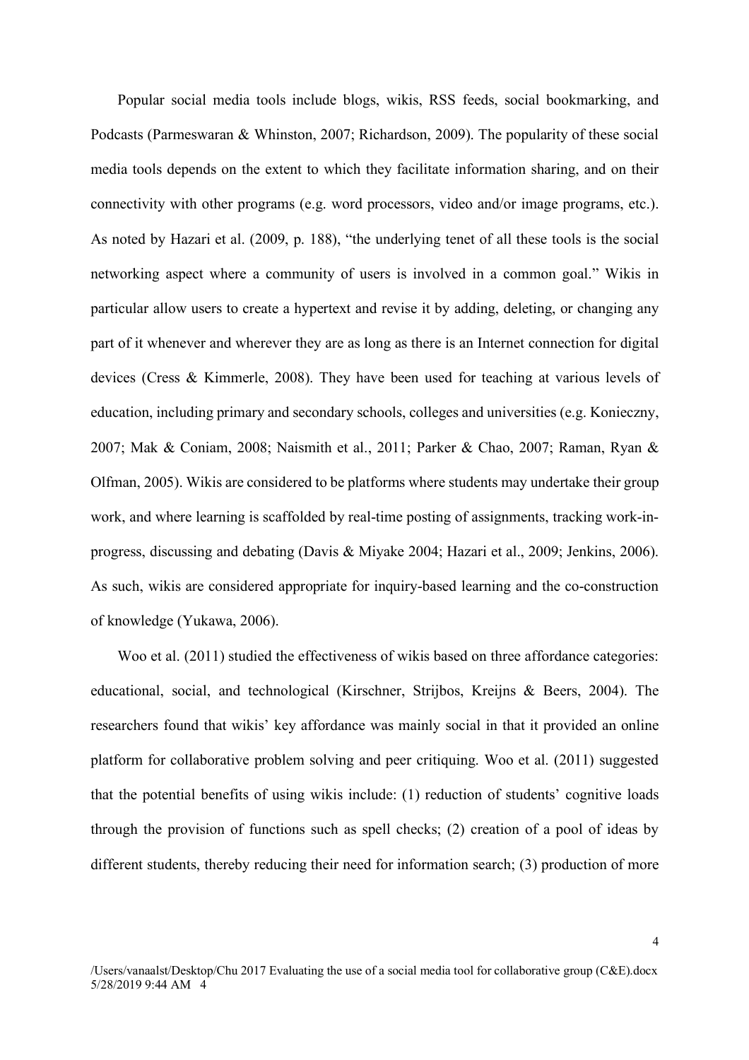Popular social media tools include blogs, wikis, RSS feeds, social bookmarking, and Podcasts (Parmeswaran & Whinston, 2007; Richardson, 2009). The popularity of these social media tools depends on the extent to which they facilitate information sharing, and on their connectivity with other programs (e.g. word processors, video and/or image programs, etc.). As noted by Hazari et al. (2009, p. 188), "the underlying tenet of all these tools is the social networking aspect where a community of users is involved in a common goal." Wikis in particular allow users to create a hypertext and revise it by adding, deleting, or changing any part of it whenever and wherever they are as long as there is an Internet connection for digital devices (Cress & Kimmerle, 2008). They have been used for teaching at various levels of education, including primary and secondary schools, colleges and universities (e.g. Konieczny, 2007; Mak & Coniam, 2008; Naismith et al., 2011; Parker & Chao, 2007; Raman, Ryan & Olfman, 2005). Wikis are considered to be platforms where students may undertake their group work, and where learning is scaffolded by real-time posting of assignments, tracking work-in-progress, discussing and debating (Davis & Miyake 2004; Hazari et al., 2009; Jenkins, 2006). As such, wikis are considered appropriate for inquiry-based learning and the co-construction of knowledge (Yukawa, 2006).

Woo et al. (2011) studied the effectiveness of wikis based on three affordance categories: educational, social, and technological (Kirschner, Strijbos, Kreijns & Beers, 2004). The researchers found that wikis' key affordance was mainly social in that it provided an online platform for collaborative problem solving and peer critiquing. Woo et al. (2011) suggested that the potential benefits of using wikis include: (1) reduction of students' cognitive loads through the provision of functions such as spell checks; (2) creation of a pool of ideas by different students, thereby reducing their need for information search; (3) production of more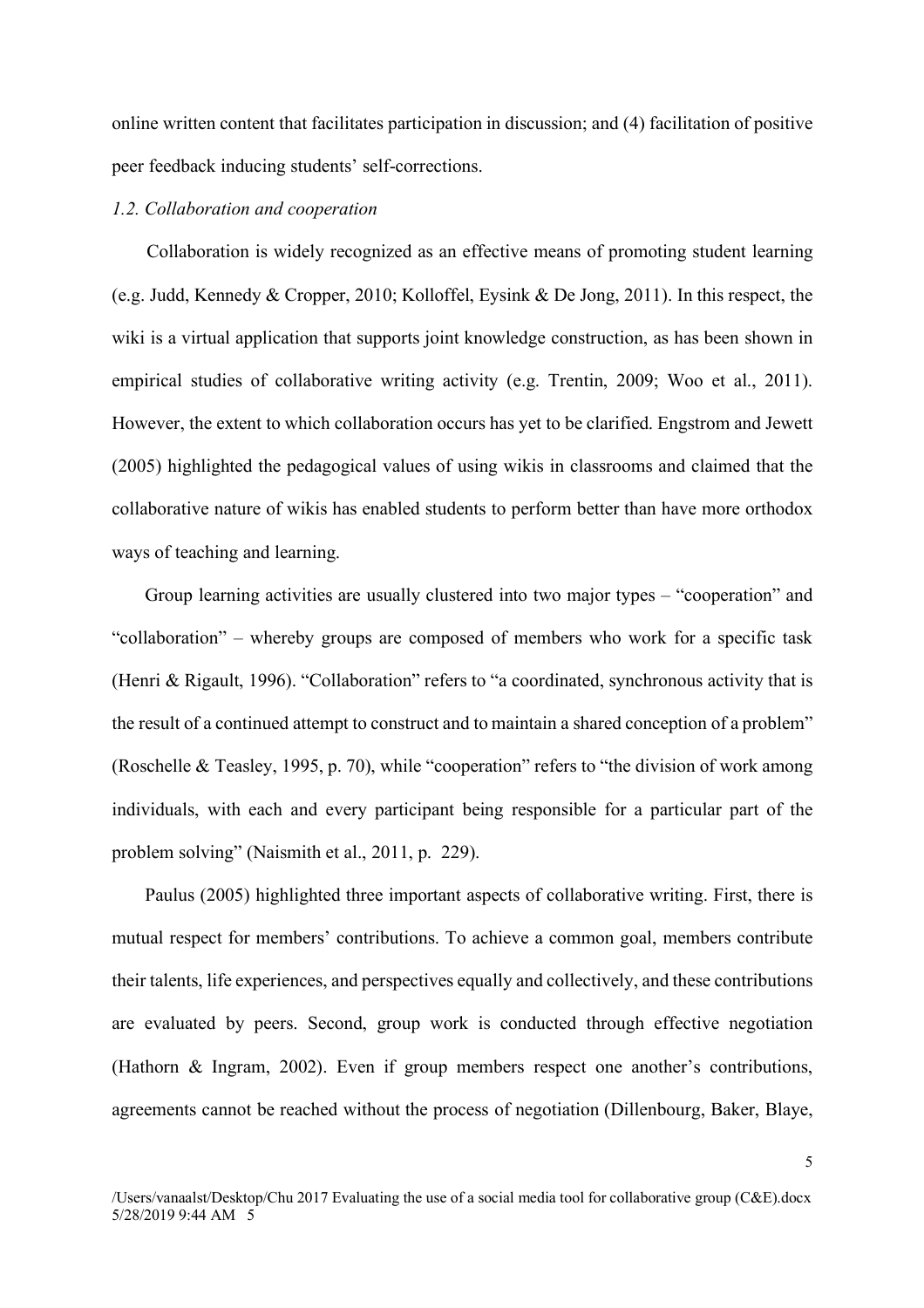online written content that facilitates participation in discussion; and (4) facilitation of positive peer feedback inducing students' self-corrections.

### *1.2. Collaboration and cooperation*

Collaboration is widely recognized as an effective means of promoting student learning (e.g. Judd, Kennedy & Cropper, 2010; Kolloffel, Eysink & De Jong, 2011). In this respect, the wiki is a virtual application that supports joint knowledge construction, as has been shown in empirical studies of collaborative writing activity (e.g. Trentin, 2009; Woo et al., 2011). However, the extent to which collaboration occurs has yet to be clarified. Engstrom and Jewett (2005) highlighted the pedagogical values of using wikis in classrooms and claimed that the collaborative nature of wikis has enabled students to perform better than have more orthodox ways of teaching and learning.

Group learning activities are usually clustered into two major types – "cooperation" and "collaboration" – whereby groups are composed of members who work for a specific task (Henri & Rigault, 1996). "Collaboration" refers to "a coordinated, synchronous activity that is the result of a continued attempt to construct and to maintain a shared conception of a problem" (Roschelle & Teasley, 1995, p. 70), while "cooperation" refers to "the division of work among individuals, with each and every participant being responsible for a particular part of the problem solving" (Naismith et al., 2011, p. 229).

Paulus (2005) highlighted three important aspects of collaborative writing. First, there is mutual respect for members' contributions. To achieve a common goal, members contribute their talents, life experiences, and perspectives equally and collectively, and these contributions are evaluated by peers. Second, group work is conducted through effective negotiation (Hathorn & Ingram, 2002). Even if group members respect one another's contributions, agreements cannot be reached without the process of negotiation (Dillenbourg, Baker, Blaye,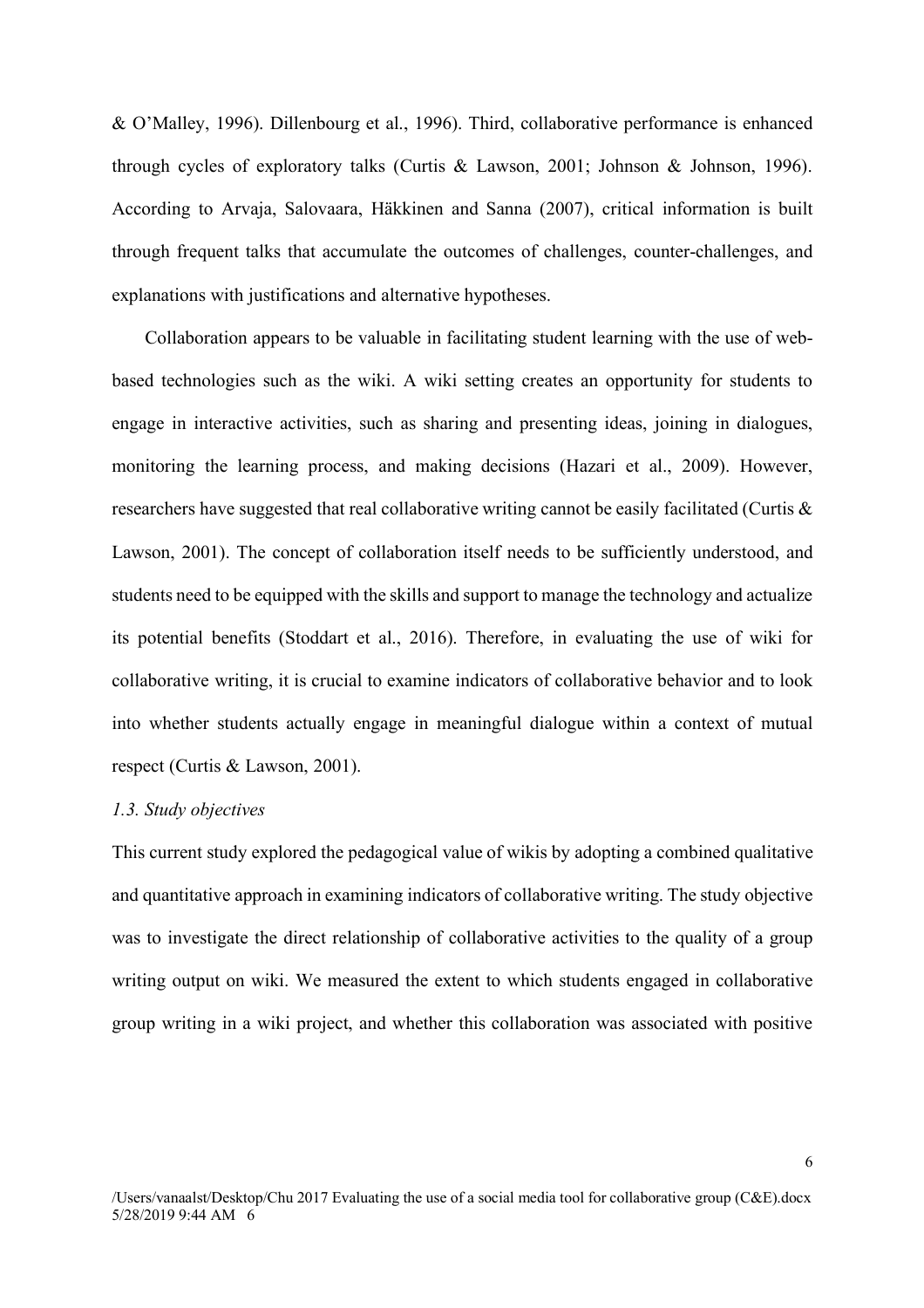& O'Malley, 1996). Dillenbourg et al., 1996). Third, collaborative performance is enhanced through cycles of exploratory talks (Curtis & Lawson, 2001; Johnson & Johnson, 1996). According to Arvaja, Salovaara, Häkkinen and Sanna (2007), critical information is built through frequent talks that accumulate the outcomes of challenges, counter-challenges, and explanations with justifications and alternative hypotheses.

Collaboration appears to be valuable in facilitating student learning with the use of web-based technologies such as the wiki. A wiki setting creates an opportunity for students to engage in interactive activities, such as sharing and presenting ideas, joining in dialogues, monitoring the learning process, and making decisions (Hazari et al., 2009). However, researchers have suggested that real collaborative writing cannot be easily facilitated (Curtis & Lawson, 2001). The concept of collaboration itself needs to be sufficiently understood, and students need to be equipped with the skills and support to manage the technology and actualize its potential benefits (Stoddart et al., 2016). Therefore, in evaluating the use of wiki for collaborative writing, it is crucial to examine indicators of collaborative behavior and to look into whether students actually engage in meaningful dialogue within a context of mutual respect (Curtis & Lawson, 2001).

### *1.3. Study objectives*

This current study explored the pedagogical value of wikis by adopting a combined qualitative and quantitative approach in examining indicators of collaborative writing. The study objective was to investigate the direct relationship of collaborative activities to the quality of a group writing output on wiki. We measured the extent to which students engaged in collaborative group writing in a wiki project, and whether this collaboration was associated with positive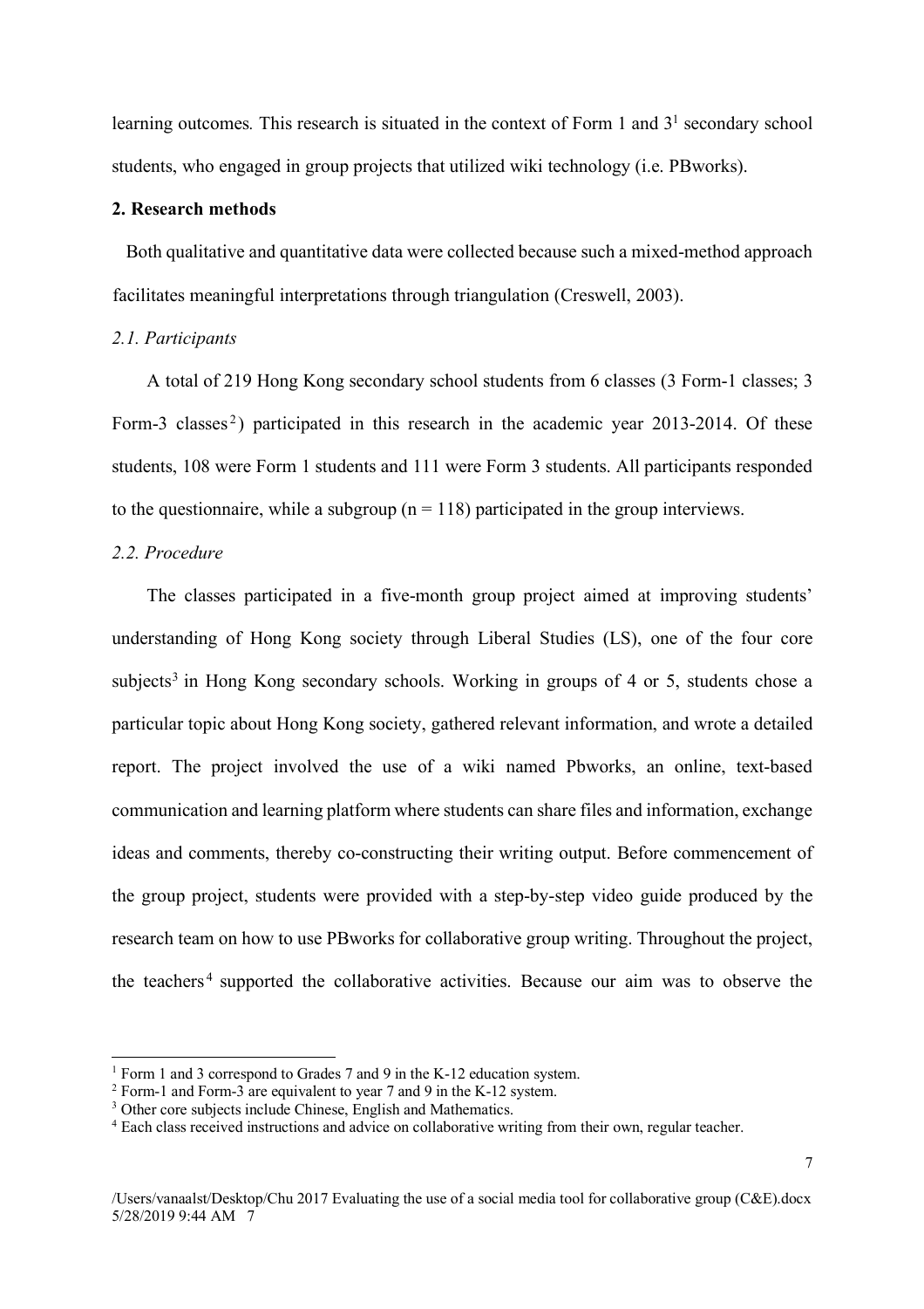learning outcomes. This research is situated in the context of Form 1 and 3[1] secondary school students, who engaged in group projects that utilized wiki technology (i.e. PBworks).

## 2. Research methods

Both qualitative and quantitative data were collected because such a mixed-method approach facilitates meaningful interpretations through triangulation (Creswell, 2003).

### *2.1. Participants*

A total of 219 Hong Kong secondary school students from 6 classes (3 Form-1 classes; 3 Form-3 classes[2]) participated in this research in the academic year 2013-2014. Of these students, 108 were Form 1 students and 111 were Form 3 students. All participants responded to the questionnaire, while a subgroup ($n = 118$) participated in the group interviews.

### *2.2. Procedure*

The classes participated in a five-month group project aimed at improving students' understanding of Hong Kong society through Liberal Studies (LS), one of the four core subjects[3] in Hong Kong secondary schools. Working in groups of 4 or 5, students chose a particular topic about Hong Kong society, gathered relevant information, and wrote a detailed report. The project involved the use of a wiki named Pbworks, an online, text-based communication and learning platform where students can share files and information, exchange ideas and comments, thereby co-constructing their writing output. Before commencement of the group project, students were provided with a step-by-step video guide produced by the research team on how to use PBworks for collaborative group writing. Throughout the project, the teachers[4] supported the collaborative activities. Because our aim was to observe the

---

[1] Form 1 and 3 correspond to Grades 7 and 9 in the K-12 education system.

[2] Form-1 and Form-3 are equivalent to year 7 and 9 in the K-12 system.

[3] Other core subjects include Chinese, English and Mathematics.

[4] Each class received instructions and advice on collaborative writing from their own, regular teacher.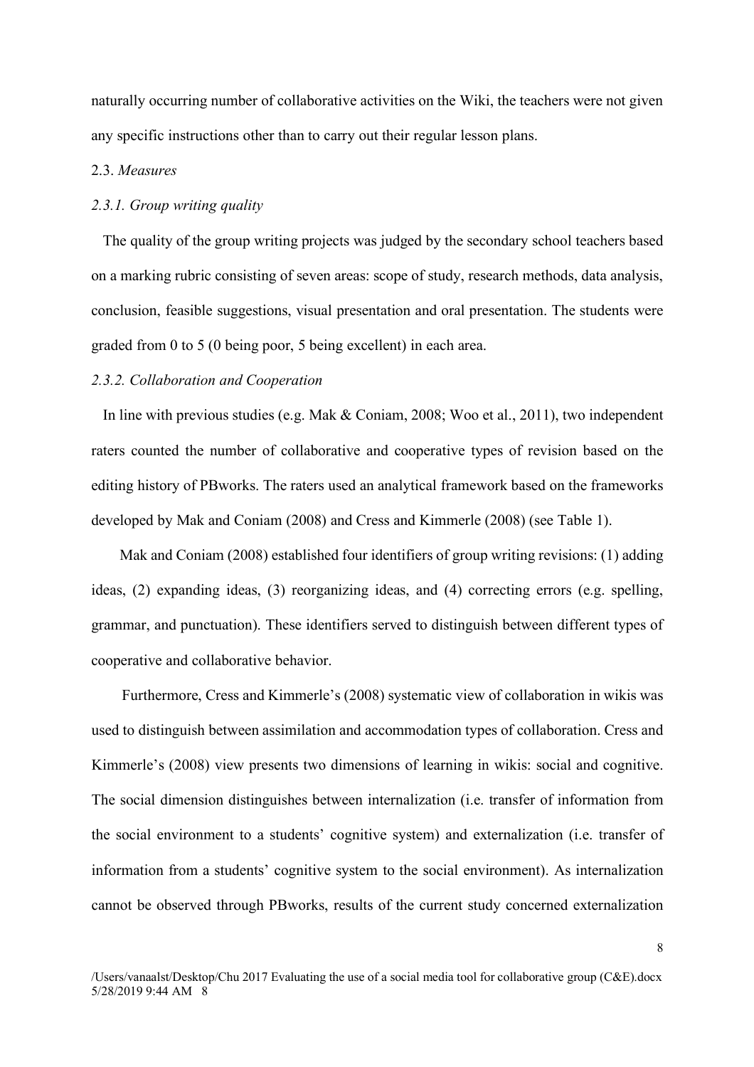naturally occurring number of collaborative activities on the Wiki, the teachers were not given any specific instructions other than to carry out their regular lesson plans.

### 2.3. *Measures*

#### *2.3.1. Group writing quality*

The quality of the group writing projects was judged by the secondary school teachers based on a marking rubric consisting of seven areas: scope of study, research methods, data analysis, conclusion, feasible suggestions, visual presentation and oral presentation. The students were graded from 0 to 5 (0 being poor, 5 being excellent) in each area.

#### *2.3.2. Collaboration and Cooperation*

In line with previous studies (e.g. Mak & Coniam, 2008; Woo et al., 2011), two independent raters counted the number of collaborative and cooperative types of revision based on the editing history of PBworks. The raters used an analytical framework based on the frameworks developed by Mak and Coniam (2008) and Cress and Kimmerle (2008) (see Table 1).

Mak and Coniam (2008) established four identifiers of group writing revisions: (1) adding ideas, (2) expanding ideas, (3) reorganizing ideas, and (4) correcting errors (e.g. spelling, grammar, and punctuation). These identifiers served to distinguish between different types of cooperative and collaborative behavior.

Furthermore, Cress and Kimmerle's (2008) systematic view of collaboration in wikis was used to distinguish between assimilation and accommodation types of collaboration. Cress and Kimmerle's (2008) view presents two dimensions of learning in wikis: social and cognitive. The social dimension distinguishes between internalization (i.e. transfer of information from the social environment to a students' cognitive system) and externalization (i.e. transfer of information from a students' cognitive system to the social environment). As internalization cannot be observed through PBworks, results of the current study concerned externalization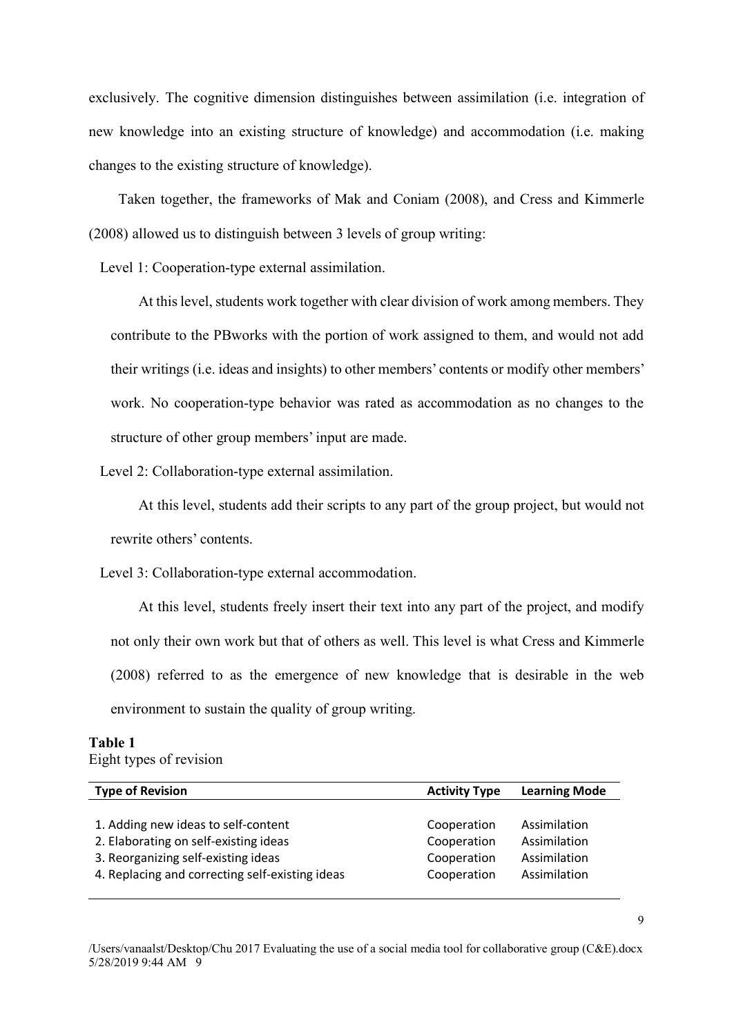exclusively. The cognitive dimension distinguishes between assimilation (i.e. integration of new knowledge into an existing structure of knowledge) and accommodation (i.e. making changes to the existing structure of knowledge).

Taken together, the frameworks of Mak and Coniam (2008), and Cress and Kimmerle (2008) allowed us to distinguish between 3 levels of group writing:

Level 1: Cooperation-type external assimilation.

At this level, students work together with clear division of work among members. They contribute to the PBworks with the portion of work assigned to them, and would not add their writings (i.e. ideas and insights) to other members' contents or modify other members' work. No cooperation-type behavior was rated as accommodation as no changes to the structure of other group members' input are made.

Level 2: Collaboration-type external assimilation.

At this level, students add their scripts to any part of the group project, but would not rewrite others' contents.

Level 3: Collaboration-type external accommodation.

At this level, students freely insert their text into any part of the project, and modify not only their own work but that of others as well. This level is what Cress and Kimmerle (2008) referred to as the emergence of new knowledge that is desirable in the web environment to sustain the quality of group writing.

**Table 1**
Eight types of revision

| Type of Revision | Activity Type | Learning Mode |
|---|---|---|
| 1. Adding new ideas to self-content | Cooperation | Assimilation |
| 2. Elaborating on self-existing ideas | Cooperation | Assimilation |
| 3. Reorganizing self-existing ideas | Cooperation | Assimilation |
| 4. Replacing and correcting self-existing ideas | Cooperation | Assimilation |

/Users/vanaalst/Desktop/Chu 2017 Evaluating the use of a social media tool for collaborative group (C&E).docx
5/28/2019 9:44 AM 9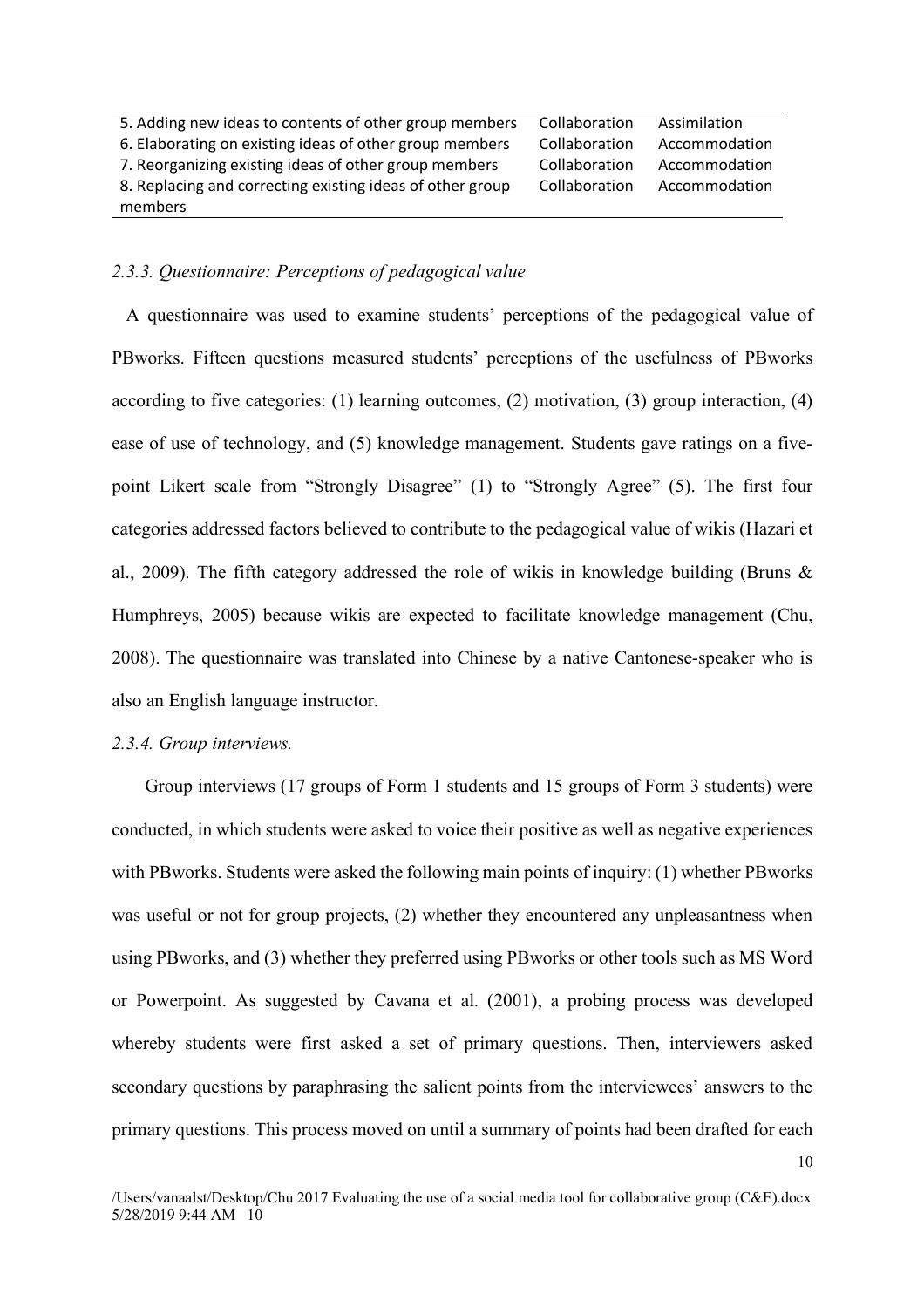| | | |
|---|---|---|
| 5. Adding new ideas to contents of other group members | Collaboration | Assimilation |
| 6. Elaborating on existing ideas of other group members | Collaboration | Accommodation |
| 7. Reorganizing existing ideas of other group members | Collaboration | Accommodation |
| 8. Replacing and correcting existing ideas of other group members | Collaboration | Accommodation |

#### *2.3.3. Questionnaire: Perceptions of pedagogical value*

A questionnaire was used to examine students' perceptions of the pedagogical value of PBworks. Fifteen questions measured students' perceptions of the usefulness of PBworks according to five categories: (1) learning outcomes, (2) motivation, (3) group interaction, (4) ease of use of technology, and (5) knowledge management. Students gave ratings on a five-point Likert scale from "Strongly Disagree" (1) to "Strongly Agree" (5). The first four categories addressed factors believed to contribute to the pedagogical value of wikis (Hazari et al., 2009). The fifth category addressed the role of wikis in knowledge building (Bruns & Humphreys, 2005) because wikis are expected to facilitate knowledge management (Chu, 2008). The questionnaire was translated into Chinese by a native Cantonese-speaker who is also an English language instructor.

#### *2.3.4. Group interviews.*

Group interviews (17 groups of Form 1 students and 15 groups of Form 3 students) were conducted, in which students were asked to voice their positive as well as negative experiences with PBworks. Students were asked the following main points of inquiry: (1) whether PBworks was useful or not for group projects, (2) whether they encountered any unpleasantness when using PBworks, and (3) whether they preferred using PBworks or other tools such as MS Word or Powerpoint. As suggested by Cavana et al. (2001), a probing process was developed whereby students were first asked a set of primary questions. Then, interviewers asked secondary questions by paraphrasing the salient points from the interviewees' answers to the primary questions. This process moved on until a summary of points had been drafted for each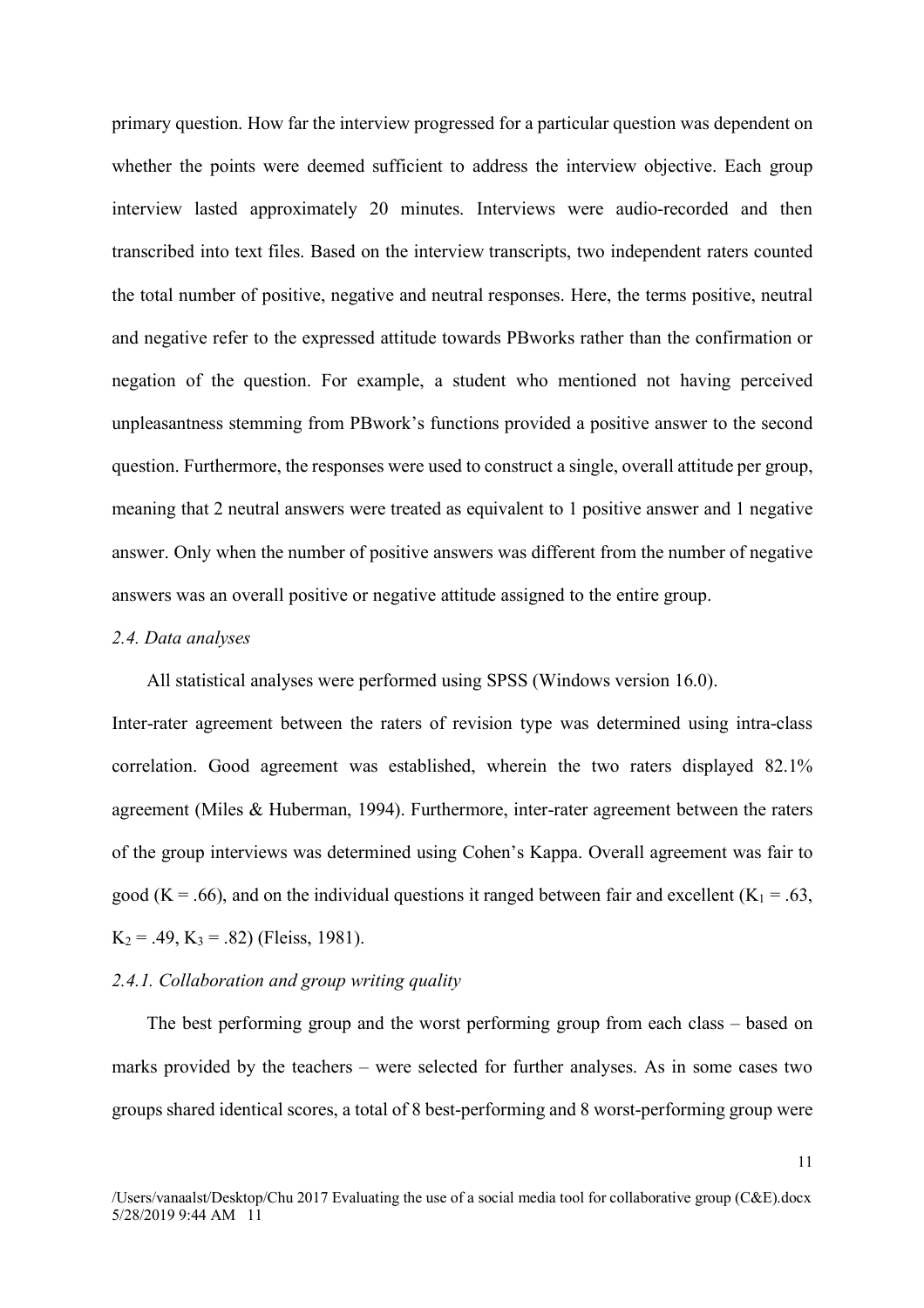primary question. How far the interview progressed for a particular question was dependent on whether the points were deemed sufficient to address the interview objective. Each group interview lasted approximately 20 minutes. Interviews were audio-recorded and then transcribed into text files. Based on the interview transcripts, two independent raters counted the total number of positive, negative and neutral responses. Here, the terms positive, neutral and negative refer to the expressed attitude towards PBworks rather than the confirmation or negation of the question. For example, a student who mentioned not having perceived unpleasantness stemming from PBwork's functions provided a positive answer to the second question. Furthermore, the responses were used to construct a single, overall attitude per group, meaning that 2 neutral answers were treated as equivalent to 1 positive answer and 1 negative answer. Only when the number of positive answers was different from the number of negative answers was an overall positive or negative attitude assigned to the entire group.

*2.4. Data analyses*

All statistical analyses were performed using SPSS (Windows version 16.0). Inter-rater agreement between the raters of revision type was determined using intra-class correlation. Good agreement was established, wherein the two raters displayed 82.1% agreement (Miles & Huberman, 1994). Furthermore, inter-rater agreement between the raters of the group interviews was determined using Cohen's Kappa. Overall agreement was fair to good ($K = .66$), and on the individual questions it ranged between fair and excellent ($K_1 = .63$, $K_2 = .49$, $K_3 = .82$) (Fleiss, 1981).

*2.4.1. Collaboration and group writing quality*

The best performing group and the worst performing group from each class – based on marks provided by the teachers – were selected for further analyses. As in some cases two groups shared identical scores, a total of 8 best-performing and 8 worst-performing group were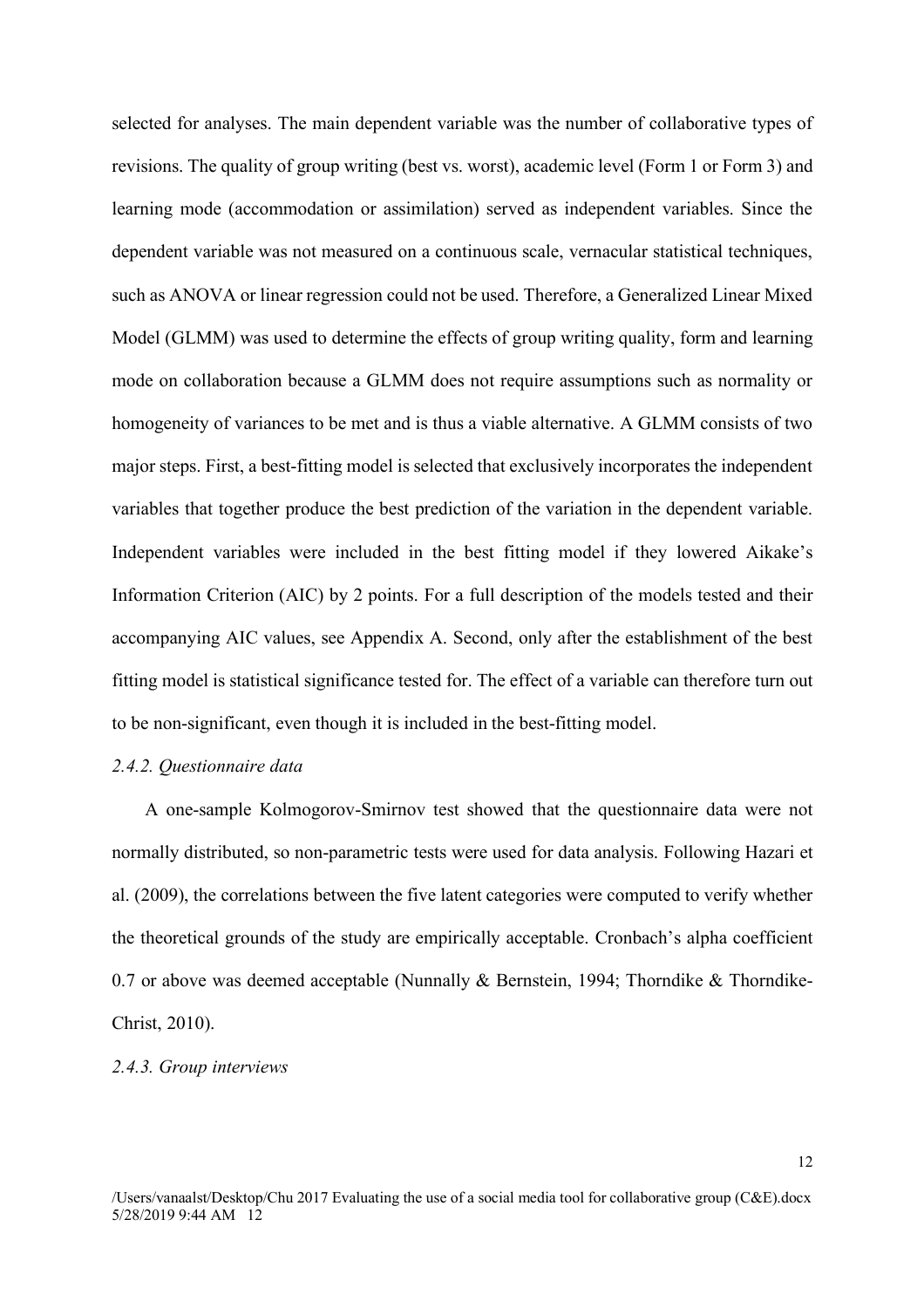selected for analyses. The main dependent variable was the number of collaborative types of revisions. The quality of group writing (best vs. worst), academic level (Form 1 or Form 3) and learning mode (accommodation or assimilation) served as independent variables. Since the dependent variable was not measured on a continuous scale, vernacular statistical techniques, such as ANOVA or linear regression could not be used. Therefore, a Generalized Linear Mixed Model (GLMM) was used to determine the effects of group writing quality, form and learning mode on collaboration because a GLMM does not require assumptions such as normality or homogeneity of variances to be met and is thus a viable alternative. A GLMM consists of two major steps. First, a best-fitting model is selected that exclusively incorporates the independent variables that together produce the best prediction of the variation in the dependent variable. Independent variables were included in the best fitting model if they lowered Aikake's Information Criterion (AIC) by 2 points. For a full description of the models tested and their accompanying AIC values, see Appendix A. Second, only after the establishment of the best fitting model is statistical significance tested for. The effect of a variable can therefore turn out to be non-significant, even though it is included in the best-fitting model.

*2.4.2. Questionnaire data*

A one-sample Kolmogorov-Smirnov test showed that the questionnaire data were not normally distributed, so non-parametric tests were used for data analysis. Following Hazari et al. (2009), the correlations between the five latent categories were computed to verify whether the theoretical grounds of the study are empirically acceptable. Cronbach's alpha coefficient 0.7 or above was deemed acceptable (Nunnally & Bernstein, 1994; Thorndike & Thorndike-Christ, 2010).

*2.4.3. Group interviews*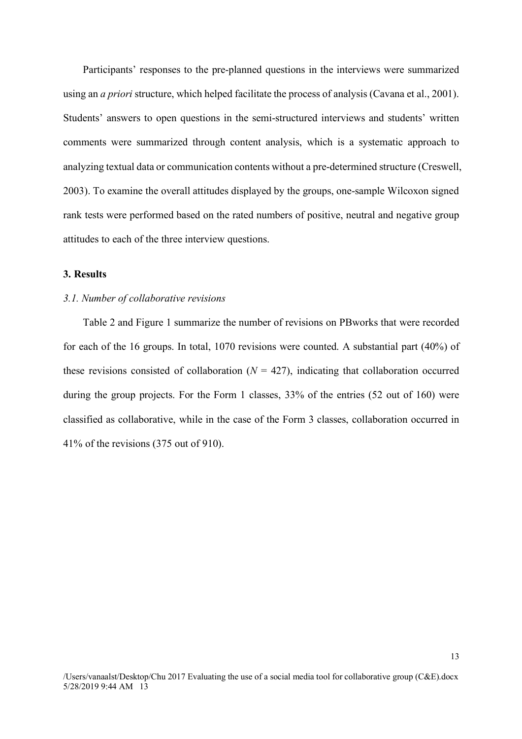Participants' responses to the pre-planned questions in the interviews were summarized using an *a priori* structure, which helped facilitate the process of analysis (Cavana et al., 2001). Students' answers to open questions in the semi-structured interviews and students' written comments were summarized through content analysis, which is a systematic approach to analyzing textual data or communication contents without a pre-determined structure (Creswell, 2003). To examine the overall attitudes displayed by the groups, one-sample Wilcoxon signed rank tests were performed based on the rated numbers of positive, neutral and negative group attitudes to each of the three interview questions.

## 3. Results

### *3.1. Number of collaborative revisions*

Table 2 and Figure 1 summarize the number of revisions on PBworks that were recorded for each of the 16 groups. In total, 1070 revisions were counted. A substantial part (40%) of these revisions consisted of collaboration ($N$ = 427), indicating that collaboration occurred during the group projects. For the Form 1 classes, 33% of the entries (52 out of 160) were classified as collaborative, while in the case of the Form 3 classes, collaboration occurred in 41% of the revisions (375 out of 910).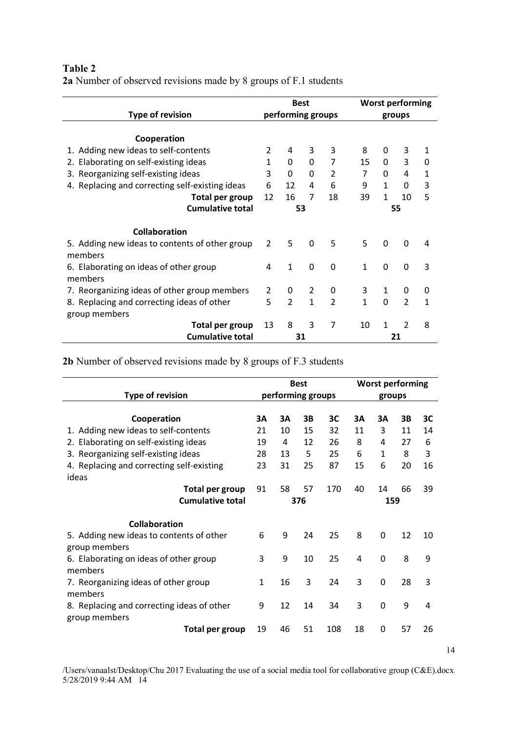**Table 2**

**2a** Number of observed revisions made by 8 groups of F.1 students

| Type of revision | Best performing groups | | | | Worst performing groups | | | |
|---|---|---|---|---|---|---|---|---|
| **Cooperation** | | | | | | | | |
| 1. Adding new ideas to self-contents | 2 | 4 | 3 | 3 | 8 | 0 | 3 | 1 |
| 2. Elaborating on self-existing ideas | 1 | 0 | 0 | 7 | 15 | 0 | 3 | 0 |
| 3. Reorganizing self-existing ideas | 3 | 0 | 0 | 2 | 7 | 0 | 4 | 1 |
| 4. Replacing and correcting self-existing ideas | 6 | 12 | 4 | 6 | 9 | 1 | 0 | 3 |
| **Total per group** | 12 | 16 | 7 | 18 | 39 | 1 | 10 | 5 |
| **Cumulative total** | 53 | | | | 55 | | | |
| **Collaboration** | | | | | | | | |
| 5. Adding new ideas to contents of other group members | 2 | 5 | 0 | 5 | 5 | 0 | 0 | 4 |
| 6. Elaborating on ideas of other group members | 4 | 1 | 0 | 0 | 1 | 0 | 0 | 3 |
| 7. Reorganizing ideas of other group members | 2 | 0 | 2 | 0 | 3 | 1 | 0 | 0 |
| 8. Replacing and correcting ideas of other group members | 5 | 2 | 1 | 2 | 1 | 0 | 2 | 1 |
| **Total per group** | 13 | 8 | 3 | 7 | 10 | 1 | 2 | 8 |
| **Cumulative total** | 31 | | | | 21 | | | |

**2b** Number of observed revisions made by 8 groups of F.3 students

| Type of revision | Best performing groups | | | | Worst performing groups | | | |
|---|---|---|---|---|---|---|---|---|
| **Cooperation** | **3A** | **3A** | **3B** | **3C** | **3A** | **3A** | **3B** | **3C** |
| 1. Adding new ideas to self-contents | 21 | 10 | 15 | 32 | 11 | 3 | 11 | 14 |
| 2. Elaborating on self-existing ideas | 19 | 4 | 12 | 26 | 8 | 4 | 27 | 6 |
| 3. Reorganizing self-existing ideas | 28 | 13 | 5 | 25 | 6 | 1 | 8 | 3 |
| 4. Replacing and correcting self-existing ideas | 23 | 31 | 25 | 87 | 15 | 6 | 20 | 16 |
| **Total per group** | 91 | 58 | 57 | 170 | 40 | 14 | 66 | 39 |
| **Cumulative total** | 376 | | | | 159 | | | |
| **Collaboration** | | | | | | | | |
| 5. Adding new ideas to contents of other group members | 6 | 9 | 24 | 25 | 8 | 0 | 12 | 10 |
| 6. Elaborating on ideas of other group members | 3 | 9 | 10 | 25 | 4 | 0 | 8 | 9 |
| 7. Reorganizing ideas of other group members | 1 | 16 | 3 | 24 | 3 | 0 | 28 | 3 |
| 8. Replacing and correcting ideas of other group members | 9 | 12 | 14 | 34 | 3 | 0 | 9 | 4 |
| **Total per group** | 19 | 46 | 51 | 108 | 18 | 0 | 57 | 26 |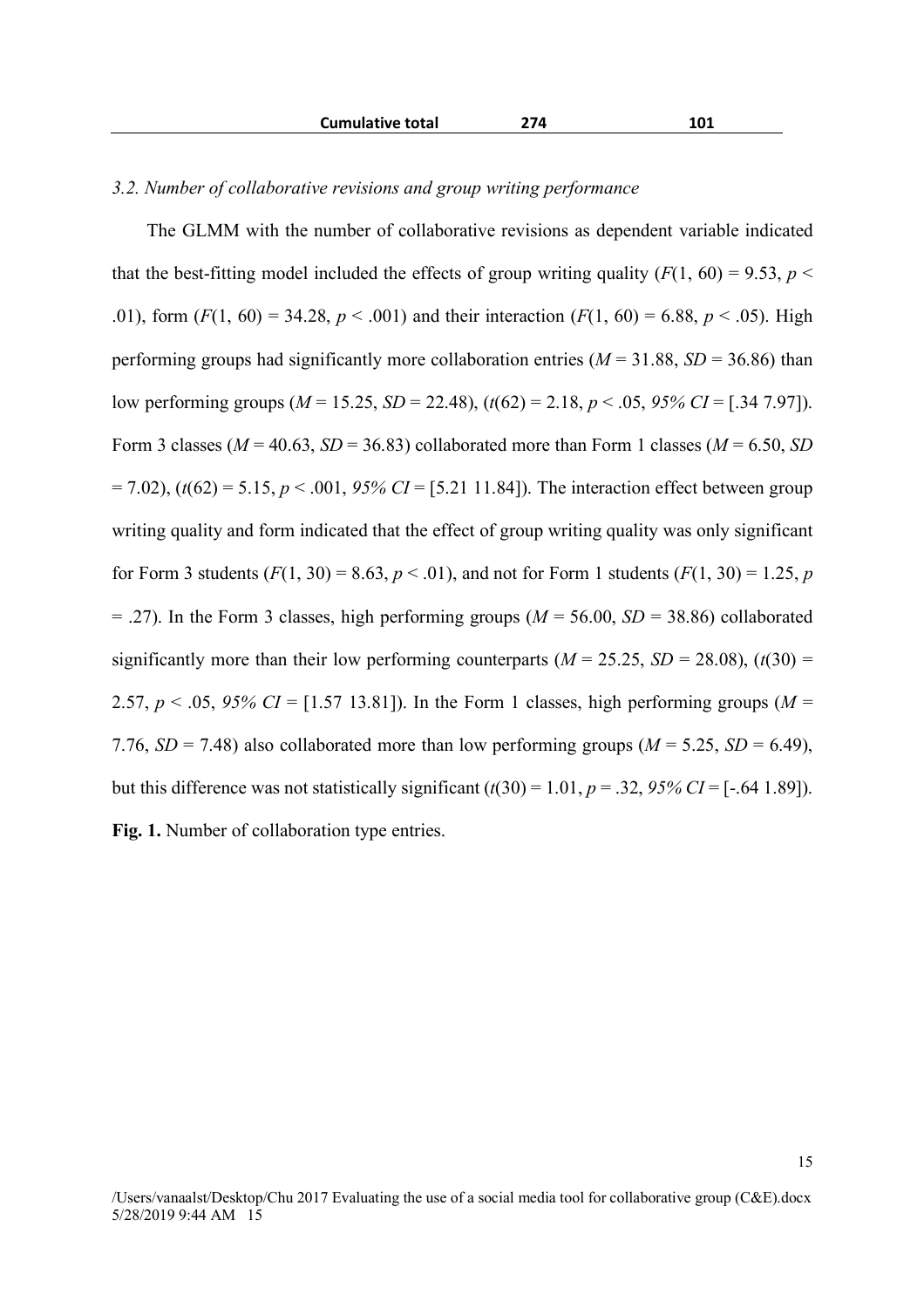| | Cumulative total | 274 | 101 |
|---|---|---|---|

*3.2. Number of collaborative revisions and group writing performance*

The GLMM with the number of collaborative revisions as dependent variable indicated that the best-fitting model included the effects of group writing quality ($F(1, 60) = 9.53$, $p < .01$), form ($F(1, 60) = 34.28$, $p < .001$) and their interaction ($F(1, 60) = 6.88$, $p < .05$). High performing groups had significantly more collaboration entries ($M = 31.88$, $SD = 36.86$) than low performing groups ($M = 15.25$, $SD = 22.48$), ($t(62) = 2.18$, $p < .05$, *95% CI* = [.34 7.97]). Form 3 classes ($M = 40.63$, $SD = 36.83$) collaborated more than Form 1 classes ($M = 6.50$, $SD = 7.02$), ($t(62) = 5.15$, $p < .001$, *95% CI* = [5.21 11.84]). The interaction effect between group writing quality and form indicated that the effect of group writing quality was only significant for Form 3 students ($F(1, 30) = 8.63$, $p < .01$), and not for Form 1 students ($F(1, 30) = 1.25$, $p = .27$). In the Form 3 classes, high performing groups ($M = 56.00$, $SD = 38.86$) collaborated significantly more than their low performing counterparts ($M = 25.25$, $SD = 28.08$), ($t(30) = 2.57$, $p < .05$, *95% CI* = [1.57 13.81]). In the Form 1 classes, high performing groups ($M = 7.76$, $SD = 7.48$) also collaborated more than low performing groups ($M = 5.25$, $SD = 6.49$), but this difference was not statistically significant ($t(30) = 1.01$, $p = .32$, *95% CI* = [-.64 1.89]).

**Fig. 1.** Number of collaboration type entries.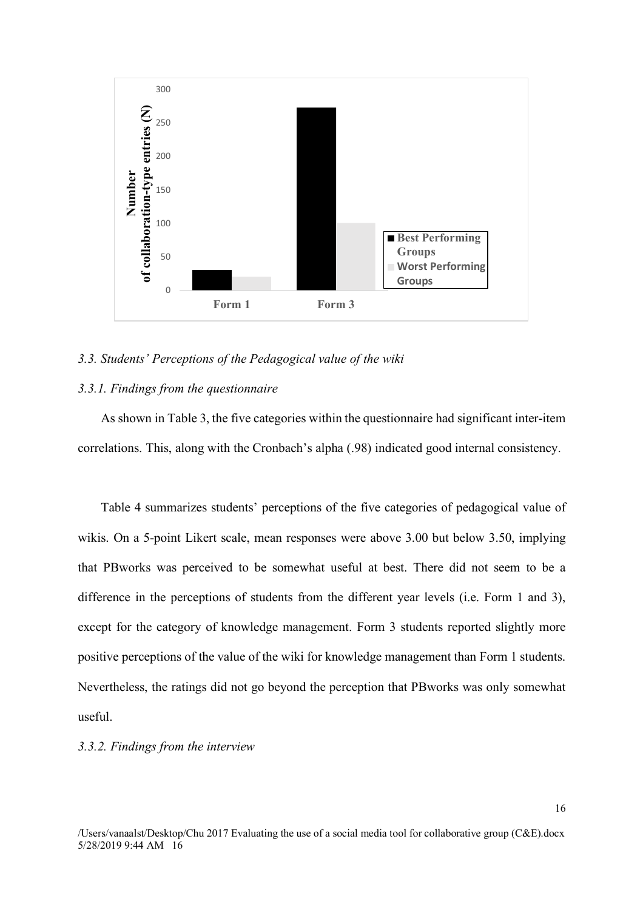### *3.3. Students' Perceptions of the Pedagogical value of the wiki*

#### *3.3.1. Findings from the questionnaire*

As shown in Table 3, the five categories within the questionnaire had significant inter-item correlations. This, along with the Cronbach's alpha (.98) indicated good internal consistency.

Table 4 summarizes students' perceptions of the five categories of pedagogical value of wikis. On a 5-point Likert scale, mean responses were above 3.00 but below 3.50, implying that PBworks was perceived to be somewhat useful at best. There did not seem to be a difference in the perceptions of students from the different year levels (i.e. Form 1 and 3), except for the category of knowledge management. Form 3 students reported slightly more positive perceptions of the value of the wiki for knowledge management than Form 1 students. Nevertheless, the ratings did not go beyond the perception that PBworks was only somewhat useful.

#### *3.3.2. Findings from the interview*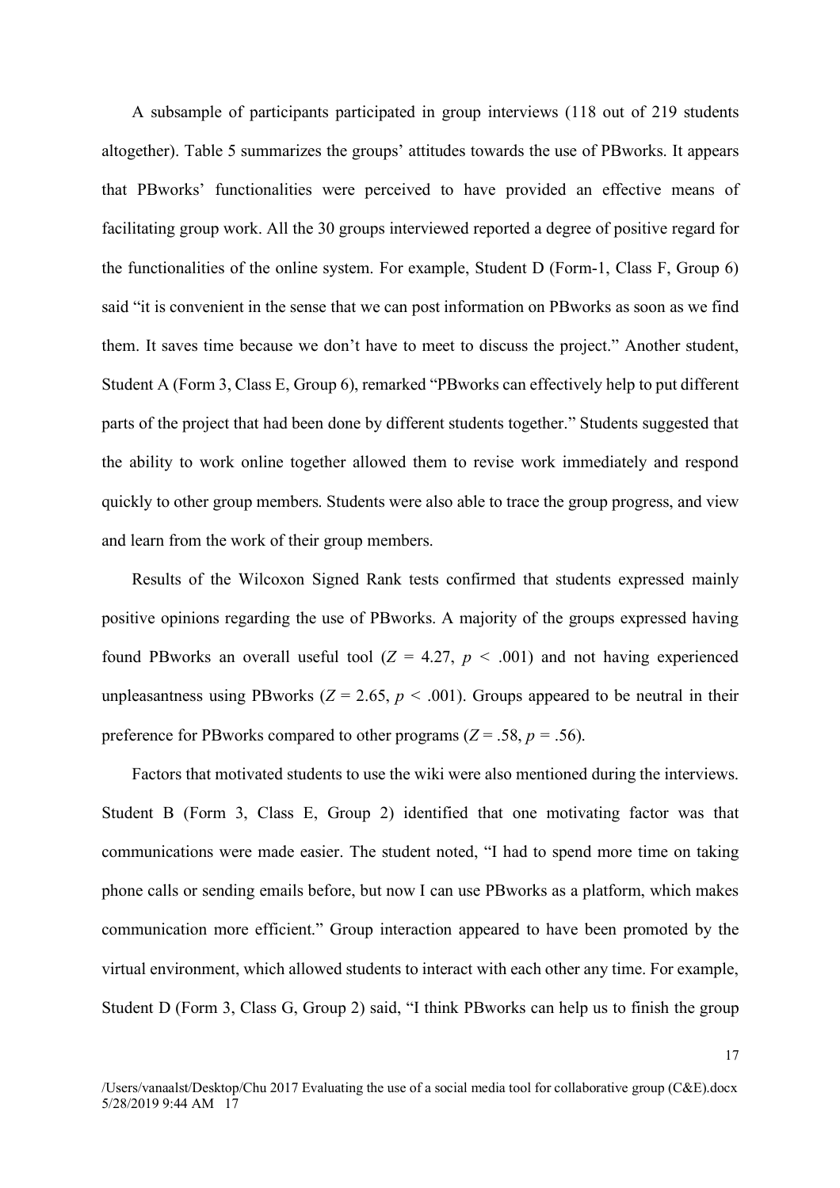A subsample of participants participated in group interviews (118 out of 219 students altogether). Table 5 summarizes the groups' attitudes towards the use of PBworks. It appears that PBworks' functionalities were perceived to have provided an effective means of facilitating group work. All the 30 groups interviewed reported a degree of positive regard for the functionalities of the online system. For example, Student D (Form-1, Class F, Group 6) said "it is convenient in the sense that we can post information on PBworks as soon as we find them. It saves time because we don't have to meet to discuss the project." Another student, Student A (Form 3, Class E, Group 6), remarked "PBworks can effectively help to put different parts of the project that had been done by different students together." Students suggested that the ability to work online together allowed them to revise work immediately and respond quickly to other group members. Students were also able to trace the group progress, and view and learn from the work of their group members.

Results of the Wilcoxon Signed Rank tests confirmed that students expressed mainly positive opinions regarding the use of PBworks. A majority of the groups expressed having found PBworks an overall useful tool ($Z$ = 4.27, $p$ < .001) and not having experienced unpleasantness using PBworks ($Z$ = 2.65, $p$ < .001). Groups appeared to be neutral in their preference for PBworks compared to other programs ($Z$ = .58, $p$ = .56).

Factors that motivated students to use the wiki were also mentioned during the interviews. Student B (Form 3, Class E, Group 2) identified that one motivating factor was that communications were made easier. The student noted, "I had to spend more time on taking phone calls or sending emails before, but now I can use PBworks as a platform, which makes communication more efficient." Group interaction appeared to have been promoted by the virtual environment, which allowed students to interact with each other any time. For example, Student D (Form 3, Class G, Group 2) said, "I think PBworks can help us to finish the group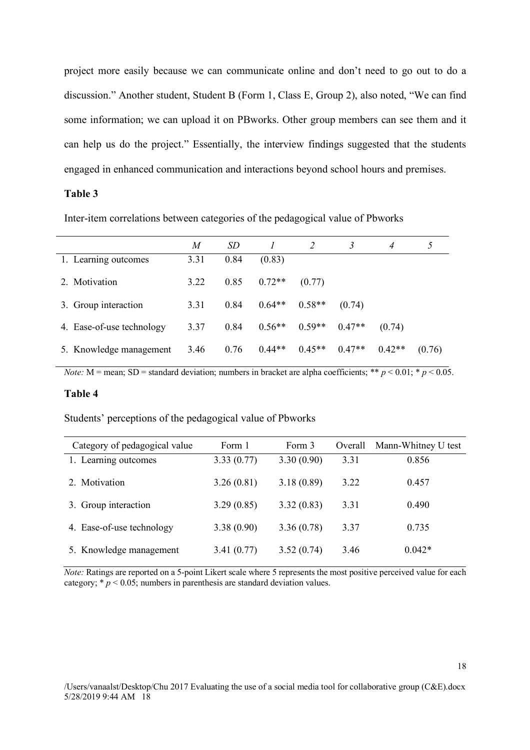project more easily because we can communicate online and don't need to go out to do a discussion." Another student, Student B (Form 1, Class E, Group 2), also noted, "We can find some information; we can upload it on PBworks. Other group members can see them and it can help us do the project." Essentially, the interview findings suggested that the students engaged in enhanced communication and interactions beyond school hours and premises.

**Table 3**

Inter-item correlations between categories of the pedagogical value of Pbworks

| | *M* | *SD* | *1* | *2* | *3* | *4* | *5* |
|---|---|---|---|---|---|---|---|
| 1. Learning outcomes | 3.31 | 0.84 | (0.83) | | | | |
| 2. Motivation | 3.22 | 0.85 | 0.72** | (0.77) | | | |
| 3. Group interaction | 3.31 | 0.84 | 0.64** | 0.58** | (0.74) | | |
| 4. Ease-of-use technology | 3.37 | 0.84 | 0.56** | 0.59** | 0.47** | (0.74) | |
| 5. Knowledge management | 3.46 | 0.76 | 0.44** | 0.45** | 0.47** | 0.42** | (0.76) |

*Note:* M = mean; SD = standard deviation; numbers in bracket are alpha coefficients; ** $p < 0.01$; * $p < 0.05$.

**Table 4**

Students' perceptions of the pedagogical value of Pbworks

| Category of pedagogical value | Form 1 | Form 3 | Overall | Mann-Whitney U test |
|---|---|---|---|---|
| 1. Learning outcomes | 3.33 (0.77) | 3.30 (0.90) | 3.31 | 0.856 |
| 2. Motivation | 3.26 (0.81) | 3.18 (0.89) | 3.22 | 0.457 |
| 3. Group interaction | 3.29 (0.85) | 3.32 (0.83) | 3.31 | 0.490 |
| 4. Ease-of-use technology | 3.38 (0.90) | 3.36 (0.78) | 3.37 | 0.735 |
| 5. Knowledge management | 3.41 (0.77) | 3.52 (0.74) | 3.46 | 0.042* |

*Note:* Ratings are reported on a 5-point Likert scale where 5 represents the most positive perceived value for each category; * $p < 0.05$; numbers in parenthesis are standard deviation values.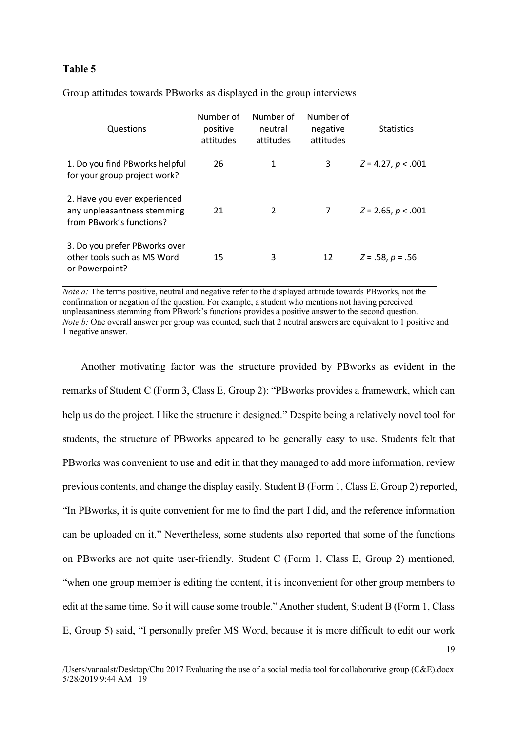**Table 5**

Group attitudes towards PBworks as displayed in the group interviews

| Questions | Number of positive attitudes | Number of neutral attitudes | Number of negative attitudes | Statistics |
|---|---|---|---|---|
| 1. Do you find PBworks helpful for your group project work? | 26 | 1 | 3 | $Z = 4.27, p < .001$ |
| 2. Have you ever experienced any unpleasantness stemming from PBwork's functions? | 21 | 2 | 7 | $Z = 2.65, p < .001$ |
| 3. Do you prefer PBworks over other tools such as MS Word or Powerpoint? | 15 | 3 | 12 | $Z = .58, p = .56$ |

*Note a:* The terms positive, neutral and negative refer to the displayed attitude towards PBworks, not the confirmation or negation of the question. For example, a student who mentions not having perceived unpleasantness stemming from PBwork's functions provides a positive answer to the second question.
*Note b:* One overall answer per group was counted, such that 2 neutral answers are equivalent to 1 positive and 1 negative answer.

Another motivating factor was the structure provided by PBworks as evident in the remarks of Student C (Form 3, Class E, Group 2): "PBworks provides a framework, which can help us do the project. I like the structure it designed." Despite being a relatively novel tool for students, the structure of PBworks appeared to be generally easy to use. Students felt that PBworks was convenient to use and edit in that they managed to add more information, review previous contents, and change the display easily. Student B (Form 1, Class E, Group 2) reported, "In PBworks, it is quite convenient for me to find the part I did, and the reference information can be uploaded on it." Nevertheless, some students also reported that some of the functions on PBworks are not quite user-friendly. Student C (Form 1, Class E, Group 2) mentioned, "when one group member is editing the content, it is inconvenient for other group members to edit at the same time. So it will cause some trouble." Another student, Student B (Form 1, Class E, Group 5) said, "I personally prefer MS Word, because it is more difficult to edit our work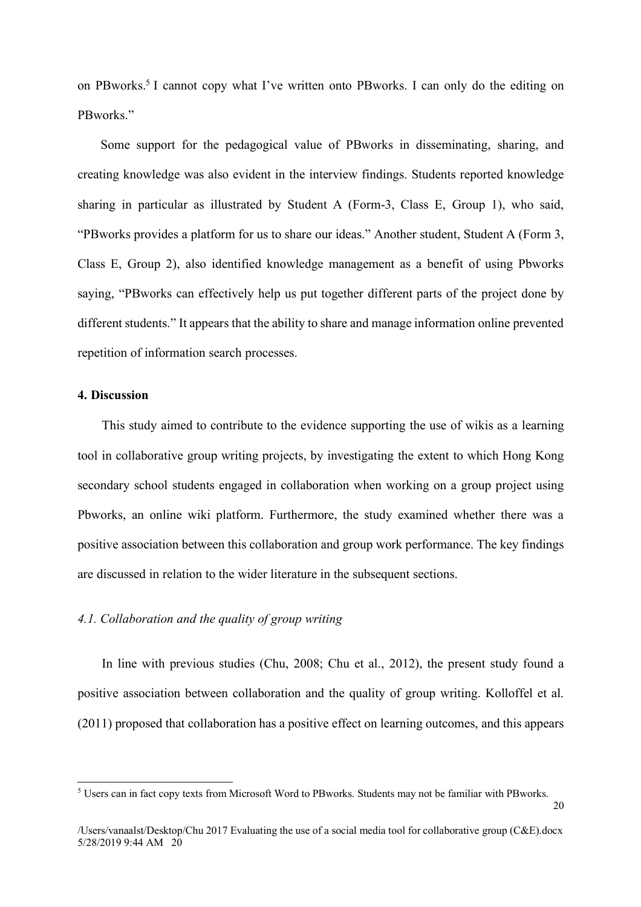on PBworks.[5] I cannot copy what I've written onto PBworks. I can only do the editing on PBworks."

Some support for the pedagogical value of PBworks in disseminating, sharing, and creating knowledge was also evident in the interview findings. Students reported knowledge sharing in particular as illustrated by Student A (Form-3, Class E, Group 1), who said, "PBworks provides a platform for us to share our ideas." Another student, Student A (Form 3, Class E, Group 2), also identified knowledge management as a benefit of using Pbworks saying, "PBworks can effectively help us put together different parts of the project done by different students." It appears that the ability to share and manage information online prevented repetition of information search processes.

## 4. Discussion

This study aimed to contribute to the evidence supporting the use of wikis as a learning tool in collaborative group writing projects, by investigating the extent to which Hong Kong secondary school students engaged in collaboration when working on a group project using Pbworks, an online wiki platform. Furthermore, the study examined whether there was a positive association between this collaboration and group work performance. The key findings are discussed in relation to the wider literature in the subsequent sections.

### *4.1. Collaboration and the quality of group writing*

In line with previous studies (Chu, 2008; Chu et al., 2012), the present study found a positive association between collaboration and the quality of group writing. Kolloffel et al. (2011) proposed that collaboration has a positive effect on learning outcomes, and this appears

[5] Users can in fact copy texts from Microsoft Word to PBworks. Students may not be familiar with PBworks.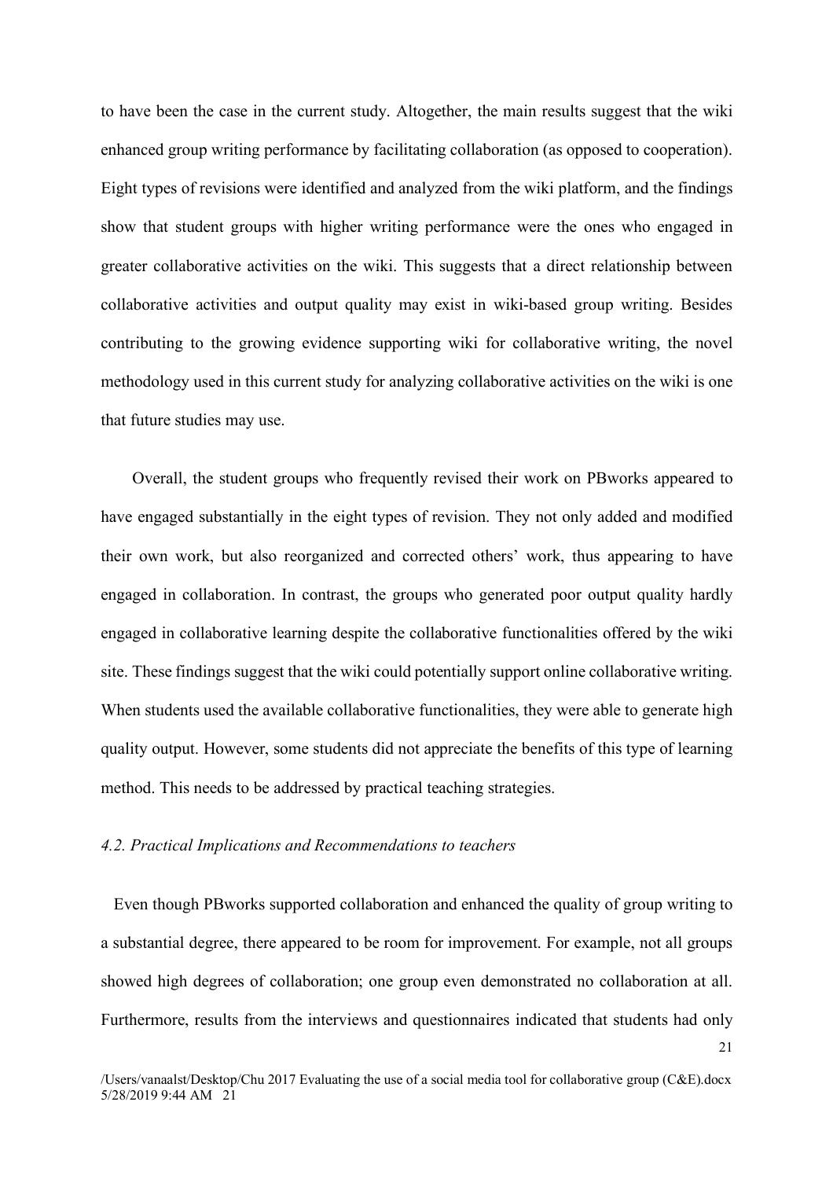to have been the case in the current study. Altogether, the main results suggest that the wiki enhanced group writing performance by facilitating collaboration (as opposed to cooperation). Eight types of revisions were identified and analyzed from the wiki platform, and the findings show that student groups with higher writing performance were the ones who engaged in greater collaborative activities on the wiki. This suggests that a direct relationship between collaborative activities and output quality may exist in wiki-based group writing. Besides contributing to the growing evidence supporting wiki for collaborative writing, the novel methodology used in this current study for analyzing collaborative activities on the wiki is one that future studies may use.

Overall, the student groups who frequently revised their work on PBworks appeared to have engaged substantially in the eight types of revision. They not only added and modified their own work, but also reorganized and corrected others' work, thus appearing to have engaged in collaboration. In contrast, the groups who generated poor output quality hardly engaged in collaborative learning despite the collaborative functionalities offered by the wiki site. These findings suggest that the wiki could potentially support online collaborative writing. When students used the available collaborative functionalities, they were able to generate high quality output. However, some students did not appreciate the benefits of this type of learning method. This needs to be addressed by practical teaching strategies.

### *4.2. Practical Implications and Recommendations to teachers*

Even though PBworks supported collaboration and enhanced the quality of group writing to a substantial degree, there appeared to be room for improvement. For example, not all groups showed high degrees of collaboration; one group even demonstrated no collaboration at all. Furthermore, results from the interviews and questionnaires indicated that students had only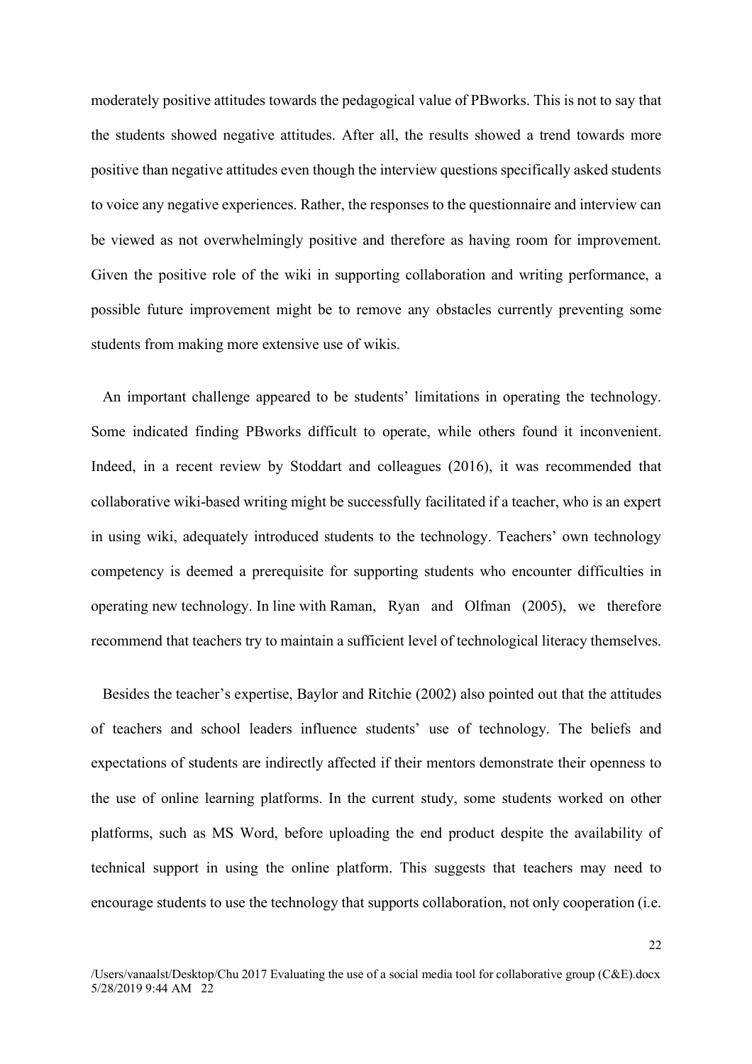moderately positive attitudes towards the pedagogical value of PBworks. This is not to say that the students showed negative attitudes. After all, the results showed a trend towards more positive than negative attitudes even though the interview questions specifically asked students to voice any negative experiences. Rather, the responses to the questionnaire and interview can be viewed as not overwhelmingly positive and therefore as having room for improvement. Given the positive role of the wiki in supporting collaboration and writing performance, a possible future improvement might be to remove any obstacles currently preventing some students from making more extensive use of wikis.

An important challenge appeared to be students' limitations in operating the technology. Some indicated finding PBworks difficult to operate, while others found it inconvenient. Indeed, in a recent review by Stoddart and colleagues (2016), it was recommended that collaborative wiki-based writing might be successfully facilitated if a teacher, who is an expert in using wiki, adequately introduced students to the technology. Teachers' own technology competency is deemed a prerequisite for supporting students who encounter difficulties in operating new technology. In line with Raman, Ryan and Olfman (2005), we therefore recommend that teachers try to maintain a sufficient level of technological literacy themselves.

Besides the teacher's expertise, Baylor and Ritchie (2002) also pointed out that the attitudes of teachers and school leaders influence students' use of technology. The beliefs and expectations of students are indirectly affected if their mentors demonstrate their openness to the use of online learning platforms. In the current study, some students worked on other platforms, such as MS Word, before uploading the end product despite the availability of technical support in using the online platform. This suggests that teachers may need to encourage students to use the technology that supports collaboration, not only cooperation (i.e.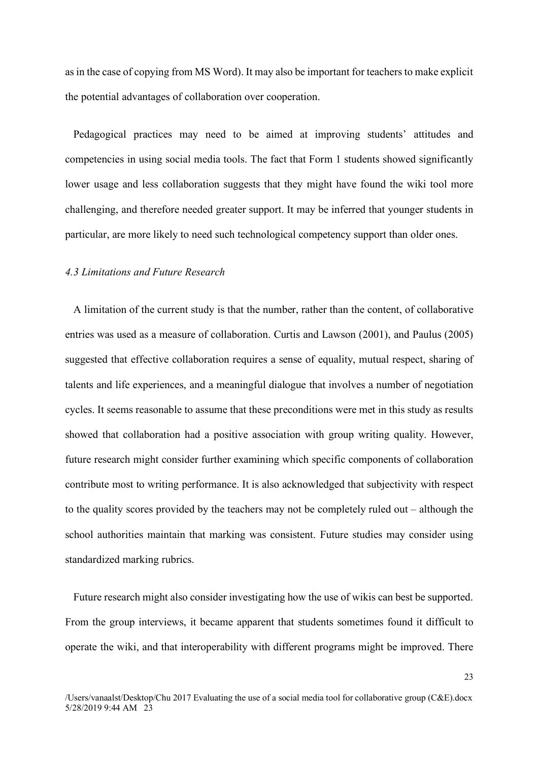as in the case of copying from MS Word). It may also be important for teachers to make explicit the potential advantages of collaboration over cooperation.

Pedagogical practices may need to be aimed at improving students' attitudes and competencies in using social media tools. The fact that Form 1 students showed significantly lower usage and less collaboration suggests that they might have found the wiki tool more challenging, and therefore needed greater support. It may be inferred that younger students in particular, are more likely to need such technological competency support than older ones.

### *4.3 Limitations and Future Research*

A limitation of the current study is that the number, rather than the content, of collaborative entries was used as a measure of collaboration. Curtis and Lawson (2001), and Paulus (2005) suggested that effective collaboration requires a sense of equality, mutual respect, sharing of talents and life experiences, and a meaningful dialogue that involves a number of negotiation cycles. It seems reasonable to assume that these preconditions were met in this study as results showed that collaboration had a positive association with group writing quality. However, future research might consider further examining which specific components of collaboration contribute most to writing performance. It is also acknowledged that subjectivity with respect to the quality scores provided by the teachers may not be completely ruled out – although the school authorities maintain that marking was consistent. Future studies may consider using standardized marking rubrics.

Future research might also consider investigating how the use of wikis can best be supported. From the group interviews, it became apparent that students sometimes found it difficult to operate the wiki, and that interoperability with different programs might be improved. There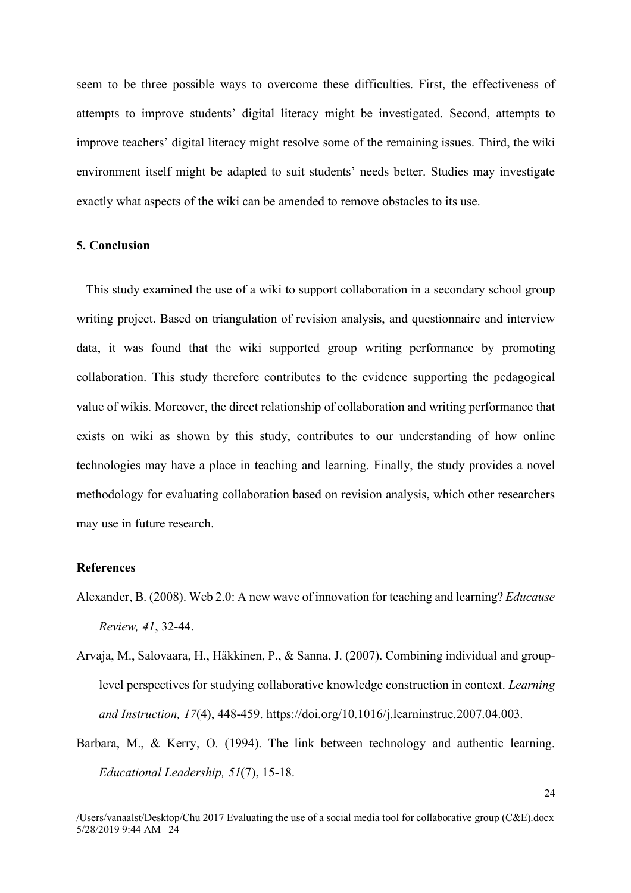seem to be three possible ways to overcome these difficulties. First, the effectiveness of attempts to improve students' digital literacy might be investigated. Second, attempts to improve teachers' digital literacy might resolve some of the remaining issues. Third, the wiki environment itself might be adapted to suit students' needs better. Studies may investigate exactly what aspects of the wiki can be amended to remove obstacles to its use.

## 5. Conclusion

This study examined the use of a wiki to support collaboration in a secondary school group writing project. Based on triangulation of revision analysis, and questionnaire and interview data, it was found that the wiki supported group writing performance by promoting collaboration. This study therefore contributes to the evidence supporting the pedagogical value of wikis. Moreover, the direct relationship of collaboration and writing performance that exists on wiki as shown by this study, contributes to our understanding of how online technologies may have a place in teaching and learning. Finally, the study provides a novel methodology for evaluating collaboration based on revision analysis, which other researchers may use in future research.

## References

Alexander, B. (2008). Web 2.0: A new wave of innovation for teaching and learning? *Educause Review, 41*, 32-44.

Arvaja, M., Salovaara, H., Häkkinen, P., & Sanna, J. (2007). Combining individual and group-level perspectives for studying collaborative knowledge construction in context. *Learning and Instruction, 17*(4), 448-459. https://doi.org/10.1016/j.learninstruc.2007.04.003.

Barbara, M., & Kerry, O. (1994). The link between technology and authentic learning. *Educational Leadership, 51*(7), 15-18.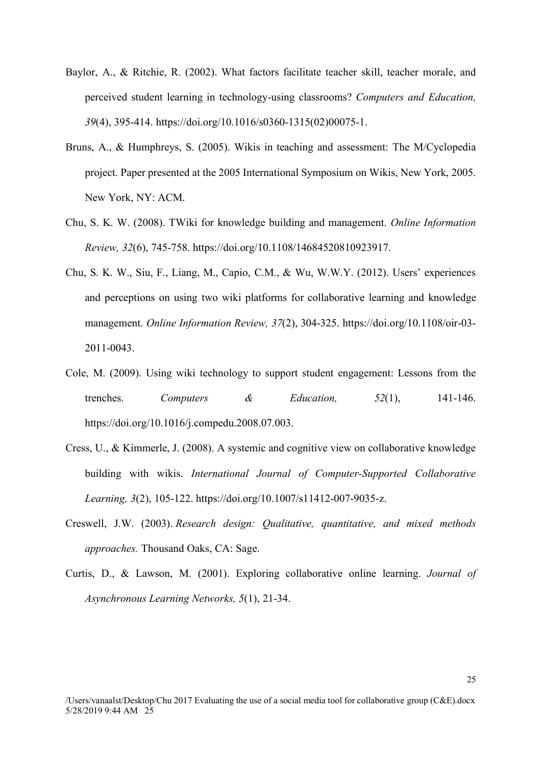Baylor, A., & Ritchie, R. (2002). What factors facilitate teacher skill, teacher morale, and perceived student learning in technology-using classrooms? *Computers and Education, 39*(4), 395-414. https://doi.org/10.1016/s0360-1315(02)00075-1.

Bruns, A., & Humphreys, S. (2005). Wikis in teaching and assessment: The M/Cyclopedia project. Paper presented at the 2005 International Symposium on Wikis, New York, 2005. New York, NY: ACM.

Chu, S. K. W. (2008). TWiki for knowledge building and management. *Online Information Review, 32*(6), 745-758. https://doi.org/10.1108/14684520810923917.

Chu, S. K. W., Siu, F., Liang, M., Capio, C.M., & Wu, W.W.Y. (2012). Users' experiences and perceptions on using two wiki platforms for collaborative learning and knowledge management. *Online Information Review, 37*(2), 304-325. https://doi.org/10.1108/oir-03-2011-0043.

Cole, M. (2009). Using wiki technology to support student engagement: Lessons from the trenches. *Computers & Education, 52*(1), 141-146. https://doi.org/10.1016/j.compedu.2008.07.003.

Cress, U., & Kimmerle, J. (2008). A systemic and cognitive view on collaborative knowledge building with wikis. *International Journal of Computer-Supported Collaborative Learning, 3*(2), 105-122. https://doi.org/10.1007/s11412-007-9035-z.

Creswell, J.W. (2003). *Research design: Qualitative, quantitative, and mixed methods approaches.* Thousand Oaks, CA: Sage.

Curtis, D., & Lawson, M. (2001). Exploring collaborative online learning. *Journal of Asynchronous Learning Networks, 5*(1), 21-34.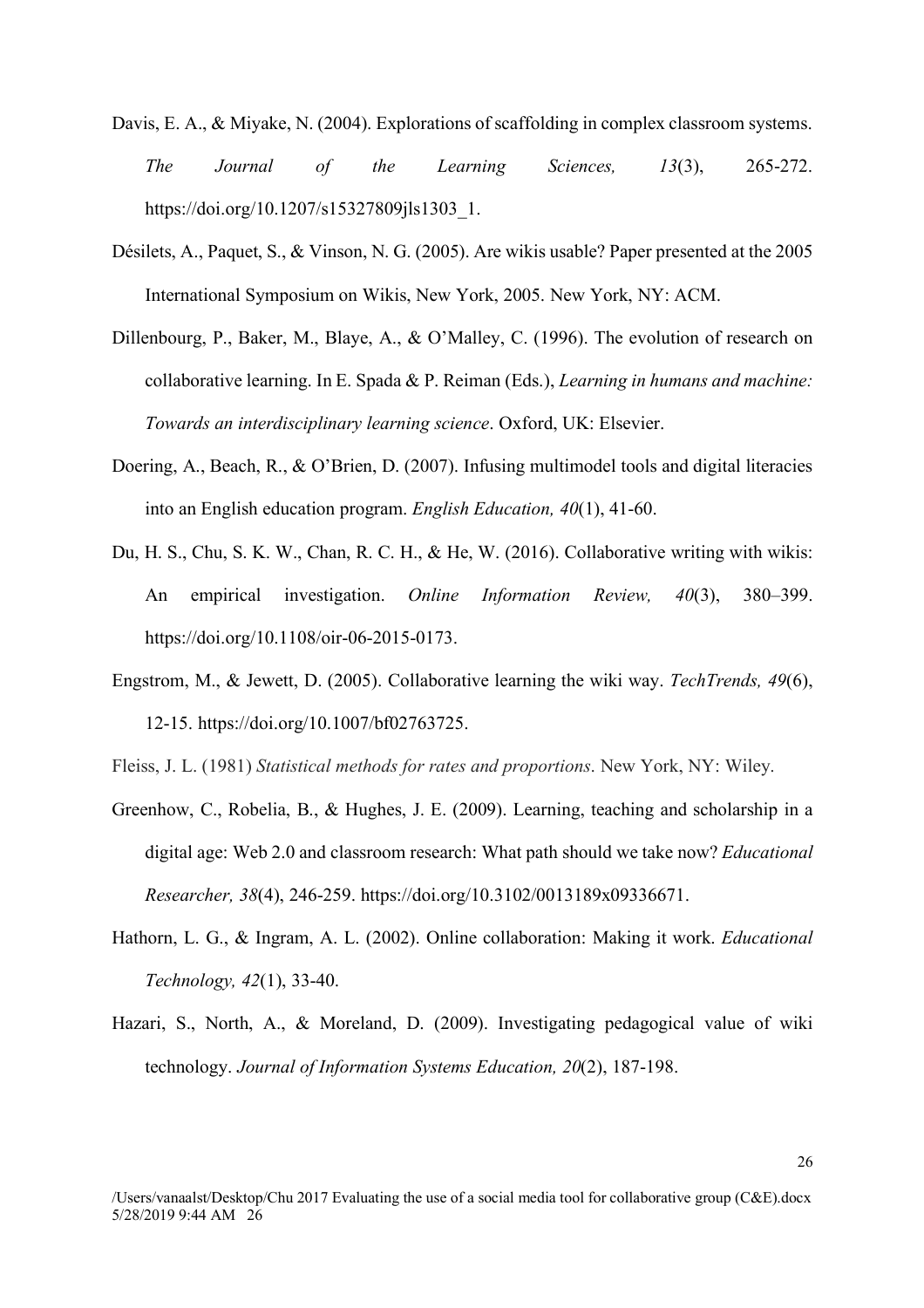Davis, E. A., & Miyake, N. (2004). Explorations of scaffolding in complex classroom systems. *The Journal of the Learning Sciences, 13*(3), 265-272. https://doi.org/10.1207/s15327809jls1303_1.

Désilets, A., Paquet, S., & Vinson, N. G. (2005). Are wikis usable? Paper presented at the 2005 International Symposium on Wikis, New York, 2005. New York, NY: ACM.

Dillenbourg, P., Baker, M., Blaye, A., & O'Malley, C. (1996). The evolution of research on collaborative learning. In E. Spada & P. Reiman (Eds.), *Learning in humans and machine: Towards an interdisciplinary learning science*. Oxford, UK: Elsevier.

Doering, A., Beach, R., & O'Brien, D. (2007). Infusing multimodel tools and digital literacies into an English education program. *English Education, 40*(1), 41-60.

Du, H. S., Chu, S. K. W., Chan, R. C. H., & He, W. (2016). Collaborative writing with wikis: An empirical investigation. *Online Information Review, 40*(3), 380–399. https://doi.org/10.1108/oir-06-2015-0173.

Engstrom, M., & Jewett, D. (2005). Collaborative learning the wiki way. *TechTrends, 49*(6), 12-15. https://doi.org/10.1007/bf02763725.

Fleiss, J. L. (1981) *Statistical methods for rates and proportions*. New York, NY: Wiley.

Greenhow, C., Robelia, B., & Hughes, J. E. (2009). Learning, teaching and scholarship in a digital age: Web 2.0 and classroom research: What path should we take now? *Educational Researcher, 38*(4), 246-259. https://doi.org/10.3102/0013189x09336671.

Hathorn, L. G., & Ingram, A. L. (2002). Online collaboration: Making it work. *Educational Technology, 42*(1), 33-40.

Hazari, S., North, A., & Moreland, D. (2009). Investigating pedagogical value of wiki technology. *Journal of Information Systems Education, 20*(2), 187-198.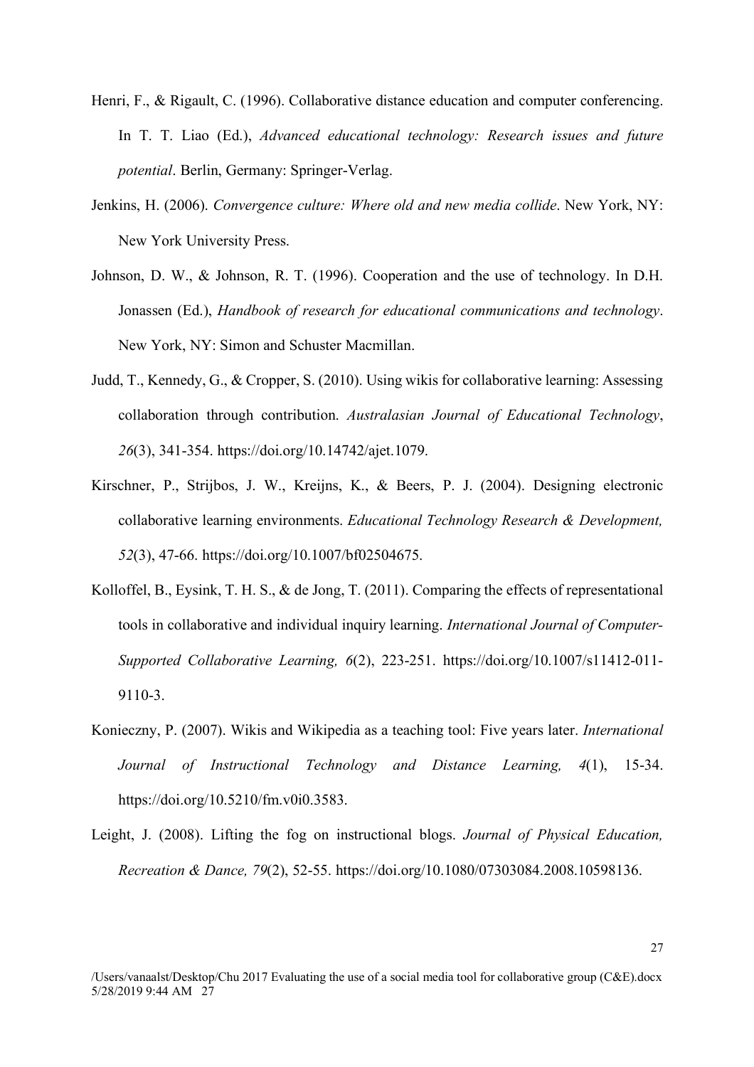Henri, F., & Rigault, C. (1996). Collaborative distance education and computer conferencing. In T. T. Liao (Ed.), *Advanced educational technology: Research issues and future potential*. Berlin, Germany: Springer-Verlag.

Jenkins, H. (2006). *Convergence culture: Where old and new media collide*. New York, NY: New York University Press.

Johnson, D. W., & Johnson, R. T. (1996). Cooperation and the use of technology. In D.H. Jonassen (Ed.), *Handbook of research for educational communications and technology*. New York, NY: Simon and Schuster Macmillan.

Judd, T., Kennedy, G., & Cropper, S. (2010). Using wikis for collaborative learning: Assessing collaboration through contribution. *Australasian Journal of Educational Technology*, *26*(3), 341-354. https://doi.org/10.14742/ajet.1079.

Kirschner, P., Strijbos, J. W., Kreijns, K., & Beers, P. J. (2004). Designing electronic collaborative learning environments. *Educational Technology Research & Development, 52*(3), 47-66. https://doi.org/10.1007/bf02504675.

Kolloffel, B., Eysink, T. H. S., & de Jong, T. (2011). Comparing the effects of representational tools in collaborative and individual inquiry learning. *International Journal of Computer-Supported Collaborative Learning, 6*(2), 223-251. https://doi.org/10.1007/s11412-011-9110-3.

Konieczny, P. (2007). Wikis and Wikipedia as a teaching tool: Five years later. *International Journal of Instructional Technology and Distance Learning, 4*(1), 15-34. https://doi.org/10.5210/fm.v0i0.3583.

Leight, J. (2008). Lifting the fog on instructional blogs. *Journal of Physical Education, Recreation & Dance, 79*(2), 52-55. https://doi.org/10.1080/07303084.2008.10598136.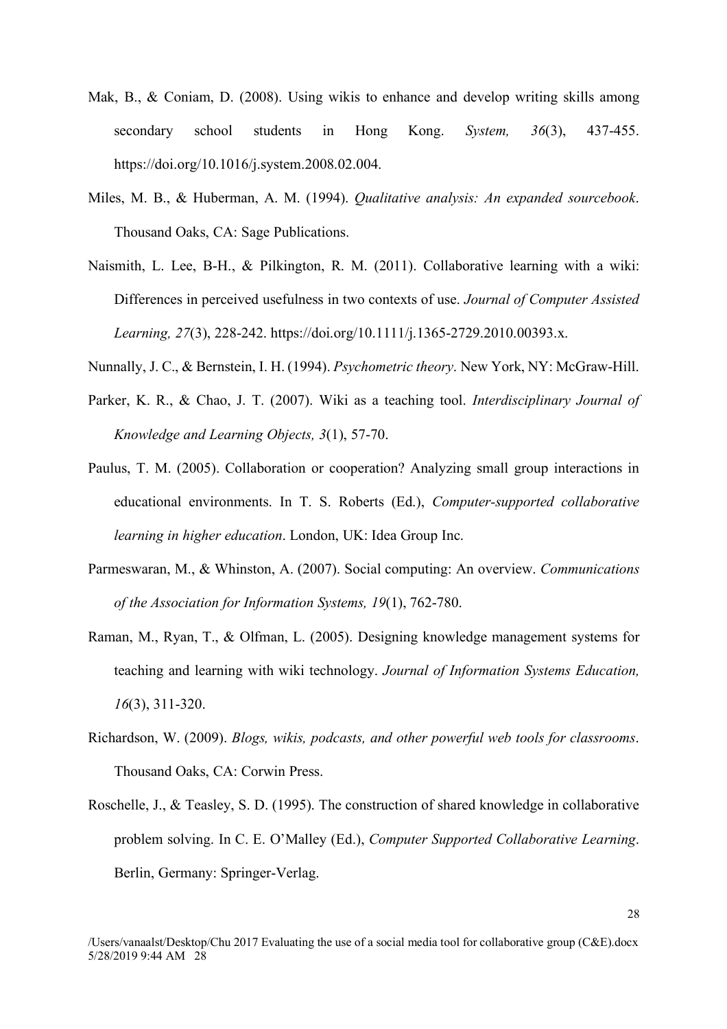Mak, B., & Coniam, D. (2008). Using wikis to enhance and develop writing skills among secondary school students in Hong Kong. *System, 36*(3), 437-455. https://doi.org/10.1016/j.system.2008.02.004.

Miles, M. B., & Huberman, A. M. (1994). *Qualitative analysis: An expanded sourcebook*. Thousand Oaks, CA: Sage Publications.

Naismith, L. Lee, B-H., & Pilkington, R. M. (2011). Collaborative learning with a wiki: Differences in perceived usefulness in two contexts of use. *Journal of Computer Assisted Learning, 27*(3), 228-242. https://doi.org/10.1111/j.1365-2729.2010.00393.x.

Nunnally, J. C., & Bernstein, I. H. (1994). *Psychometric theory*. New York, NY: McGraw-Hill.

Parker, K. R., & Chao, J. T. (2007). Wiki as a teaching tool. *Interdisciplinary Journal of Knowledge and Learning Objects, 3*(1), 57-70.

Paulus, T. M. (2005). Collaboration or cooperation? Analyzing small group interactions in educational environments. In T. S. Roberts (Ed.), *Computer-supported collaborative learning in higher education*. London, UK: Idea Group Inc.

Parmeswaran, M., & Whinston, A. (2007). Social computing: An overview. *Communications of the Association for Information Systems, 19*(1), 762-780.

Raman, M., Ryan, T., & Olfman, L. (2005). Designing knowledge management systems for teaching and learning with wiki technology. *Journal of Information Systems Education, 16*(3), 311-320.

Richardson, W. (2009). *Blogs, wikis, podcasts, and other powerful web tools for classrooms*. Thousand Oaks, CA: Corwin Press.

Roschelle, J., & Teasley, S. D. (1995). The construction of shared knowledge in collaborative problem solving. In C. E. O'Malley (Ed.), *Computer Supported Collaborative Learning*. Berlin, Germany: Springer-Verlag.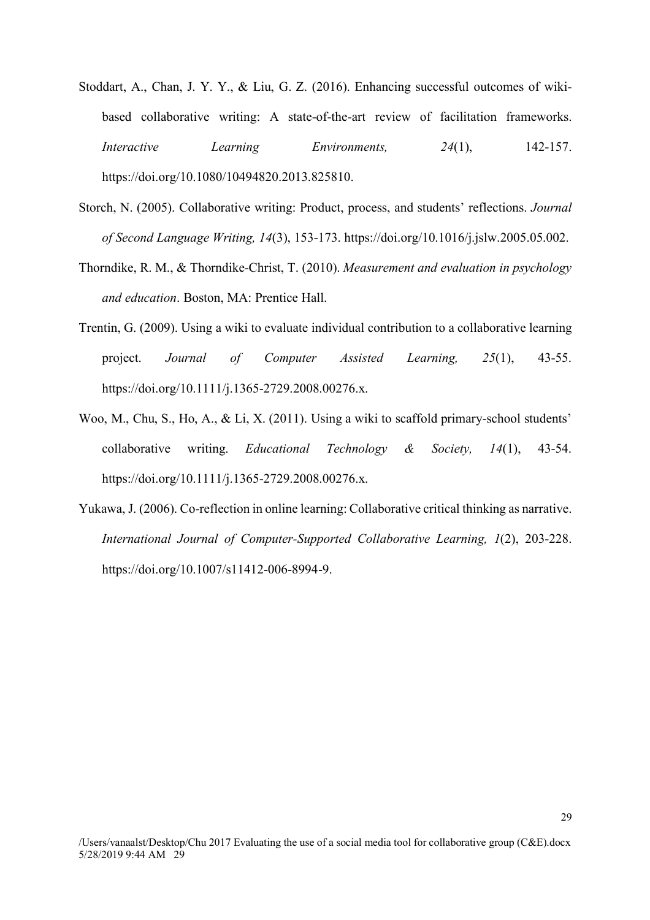Stoddart, A., Chan, J. Y. Y., & Liu, G. Z. (2016). Enhancing successful outcomes of wiki-based collaborative writing: A state-of-the-art review of facilitation frameworks. *Interactive Learning Environments, 24*(1), 142-157. https://doi.org/10.1080/10494820.2013.825810.

Storch, N. (2005). Collaborative writing: Product, process, and students' reflections. *Journal of Second Language Writing, 14*(3), 153-173. https://doi.org/10.1016/j.jslw.2005.05.002.

Thorndike, R. M., & Thorndike-Christ, T. (2010). *Measurement and evaluation in psychology and education*. Boston, MA: Prentice Hall.

Trentin, G. (2009). Using a wiki to evaluate individual contribution to a collaborative learning project. *Journal of Computer Assisted Learning, 25*(1), 43-55. https://doi.org/10.1111/j.1365-2729.2008.00276.x.

Woo, M., Chu, S., Ho, A., & Li, X. (2011). Using a wiki to scaffold primary-school students' collaborative writing. *Educational Technology & Society, 14*(1), 43-54. https://doi.org/10.1111/j.1365-2729.2008.00276.x.

Yukawa, J. (2006). Co-reflection in online learning: Collaborative critical thinking as narrative. *International Journal of Computer-Supported Collaborative Learning, 1*(2), 203-228. https://doi.org/10.1007/s11412-006-8994-9.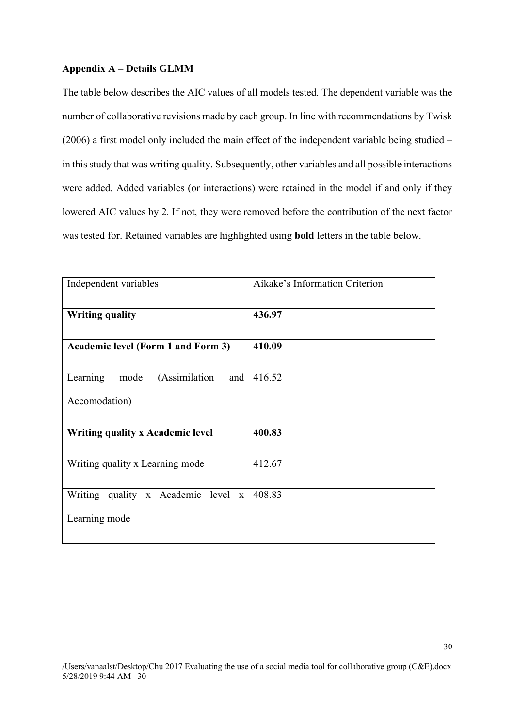## Appendix A – Details GLMM

The table below describes the AIC values of all models tested. The dependent variable was the number of collaborative revisions made by each group. In line with recommendations by Twisk (2006) a first model only included the main effect of the independent variable being studied – in this study that was writing quality. Subsequently, other variables and all possible interactions were added. Added variables (or interactions) were retained in the model if and only if they lowered AIC values by 2. If not, they were removed before the contribution of the next factor was tested for. Retained variables are highlighted using **bold** letters in the table below.

| Independent variables | Aikake's Information Criterion |
|---|---|
| **Writing quality** | **436.97** |
| **Academic level (Form 1 and Form 3)** | **410.09** |
| Learning mode (Assimilation and Accomodation) | 416.52 |
| **Writing quality x Academic level** | **400.83** |
| Writing quality x Learning mode | 412.67 |
| Writing quality x Academic level x Learning mode | 408.83 |